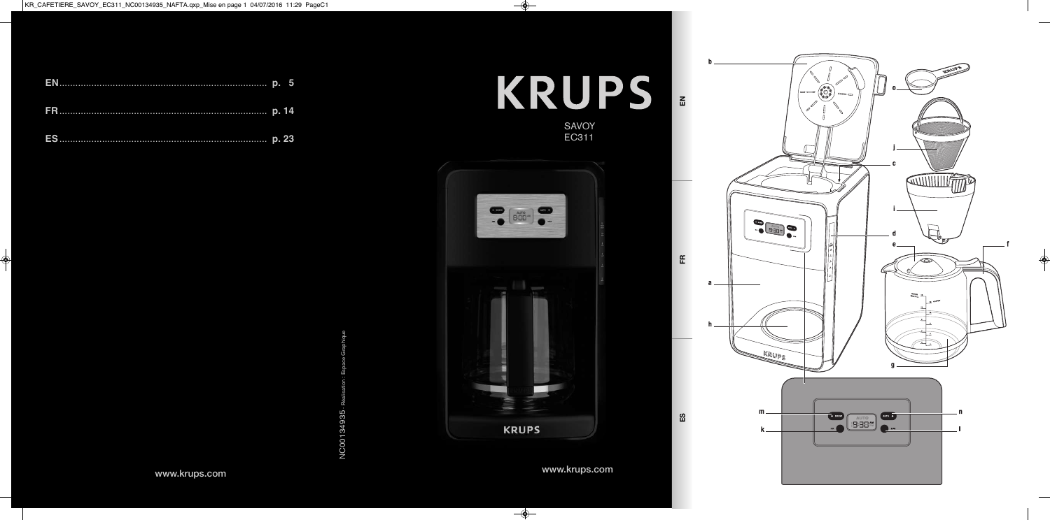KR_CAFETIERE_SAVOY_EC311_NC00134935_NAFTA.qxp_Mise en page 1 04/07/2016 11:29 PageC1

**EN** ........................................................................ p. 5

**FR** ........................................................................ p. 14

**ES** ........................................................................ p. 23

# KRUPS

SAVOY
EC311

NC00134935 - Réalisation : Espace Graphique

www.krups.com

www.krups.com

EN

FR

ES

b

o

j

c

i

d

e

f

a

h

g

m

n

k

l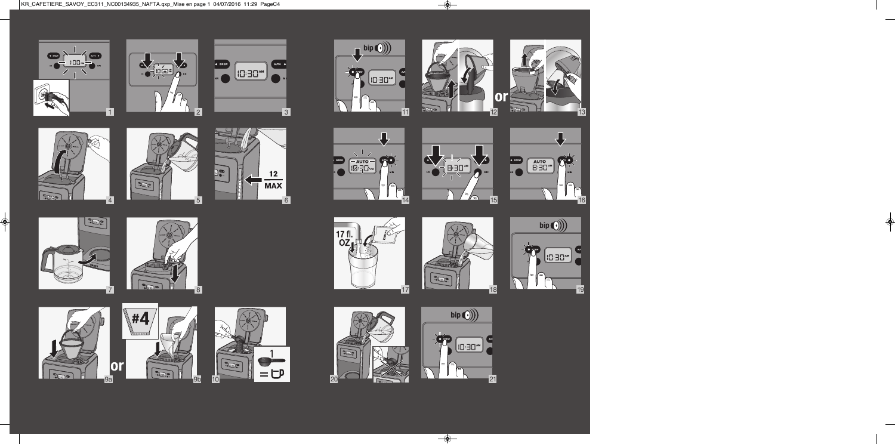1 2 3 4 5 6 7 8 9a or 9b 10

#4

12 MAX

1 = cup

11 12 or 13 14 15 16 17 18 19 20 21

bip

17 fl. OZ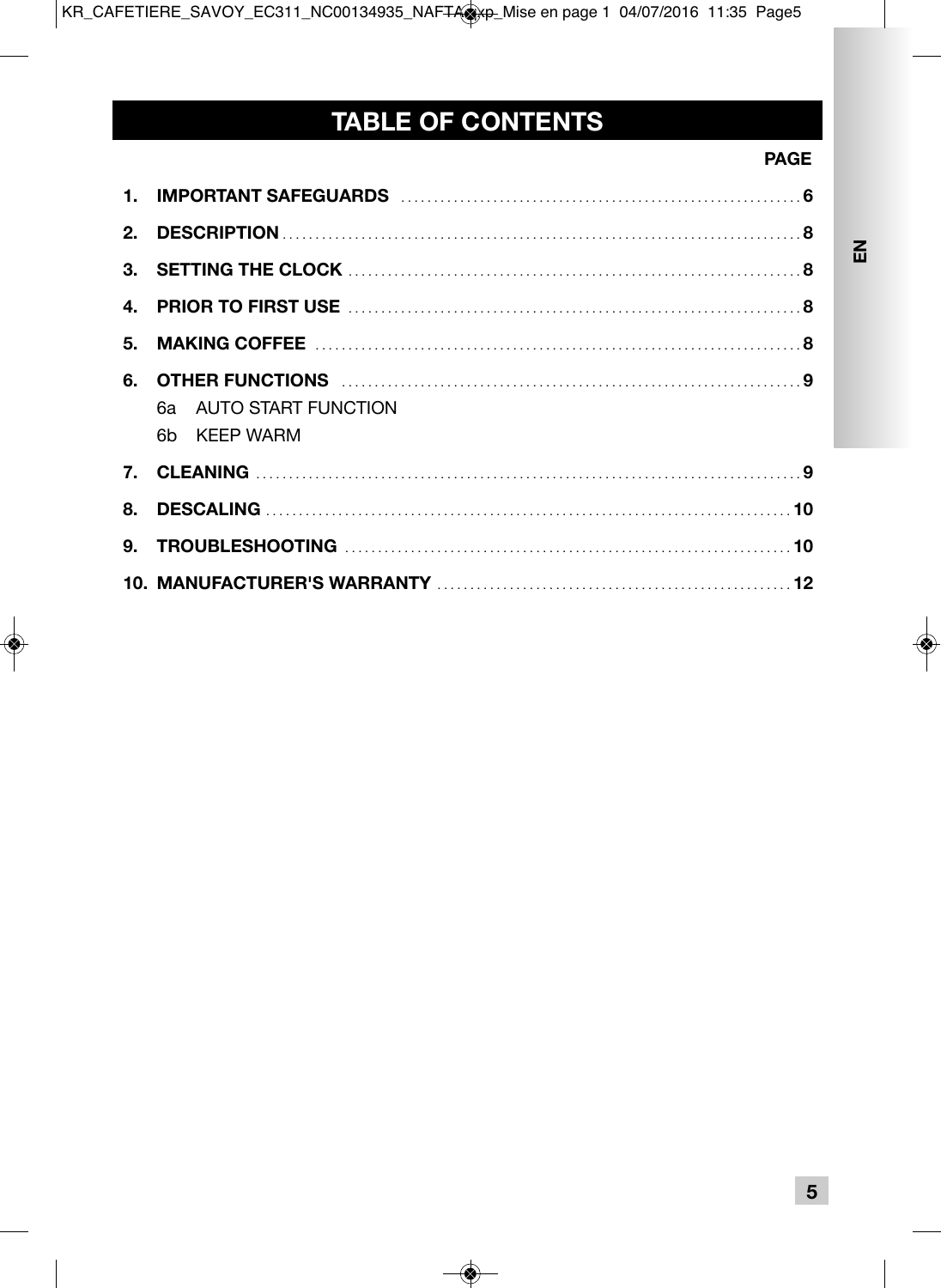# TABLE OF CONTENTS

| | PAGE |
|---|---|
| **1. IMPORTANT SAFEGUARDS** | **6** |
| **2. DESCRIPTION** | **8** |
| **3. SETTING THE CLOCK** | **8** |
| **4. PRIOR TO FIRST USE** | **8** |
| **5. MAKING COFFEE** | **8** |
| **6. OTHER FUNCTIONS** | **9** |
| 6a AUTO START FUNCTION | |
| 6b KEEP WARM | |
| **7. CLEANING** | **9** |
| **8. DESCALING** | **10** |
| **9. TROUBLESHOOTING** | **10** |
| **10. MANUFACTURER'S WARRANTY** | **12** |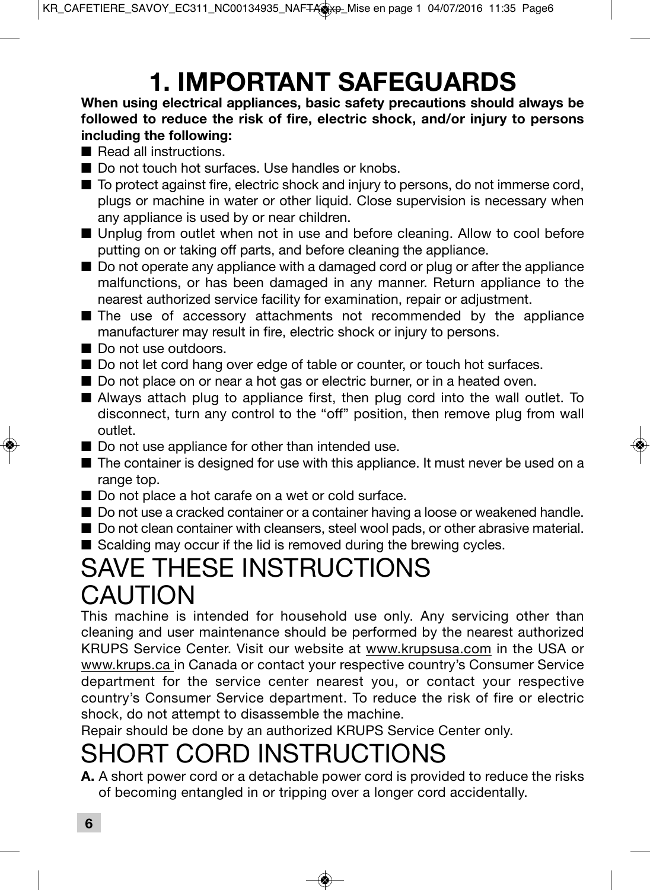# 1. IMPORTANT SAFEGUARDS

**When using electrical appliances, basic safety precautions should always be followed to reduce the risk of fire, electric shock, and/or injury to persons including the following:**

- Read all instructions.
- Do not touch hot surfaces. Use handles or knobs.
- To protect against fire, electric shock and injury to persons, do not immerse cord, plugs or machine in water or other liquid. Close supervision is necessary when any appliance is used by or near children.
- Unplug from outlet when not in use and before cleaning. Allow to cool before putting on or taking off parts, and before cleaning the appliance.
- Do not operate any appliance with a damaged cord or plug or after the appliance malfunctions, or has been damaged in any manner. Return appliance to the nearest authorized service facility for examination, repair or adjustment.
- The use of accessory attachments not recommended by the appliance manufacturer may result in fire, electric shock or injury to persons.
- Do not use outdoors.
- Do not let cord hang over edge of table or counter, or touch hot surfaces.
- Do not place on or near a hot gas or electric burner, or in a heated oven.
- Always attach plug to appliance first, then plug cord into the wall outlet. To disconnect, turn any control to the “off” position, then remove plug from wall outlet.
- Do not use appliance for other than intended use.
- The container is designed for use with this appliance. It must never be used on a range top.
- Do not place a hot carafe on a wet or cold surface.
- Do not use a cracked container or a container having a loose or weakened handle.
- Do not clean container with cleansers, steel wool pads, or other abrasive material.
- Scalding may occur if the lid is removed during the brewing cycles.

## SAVE THESE INSTRUCTIONS

## CAUTION

This machine is intended for household use only. Any servicing other than cleaning and user maintenance should be performed by the nearest authorized KRUPS Service Center. Visit our website at www.krupsusa.com in the USA or www.krups.ca in Canada or contact your respective country’s Consumer Service department for the service center nearest you, or contact your respective country’s Consumer Service department. To reduce the risk of fire or electric shock, do not attempt to disassemble the machine.

Repair should be done by an authorized KRUPS Service Center only.

## SHORT CORD INSTRUCTIONS

**A.** A short power cord or a detachable power cord is provided to reduce the risks of becoming entangled in or tripping over a longer cord accidentally.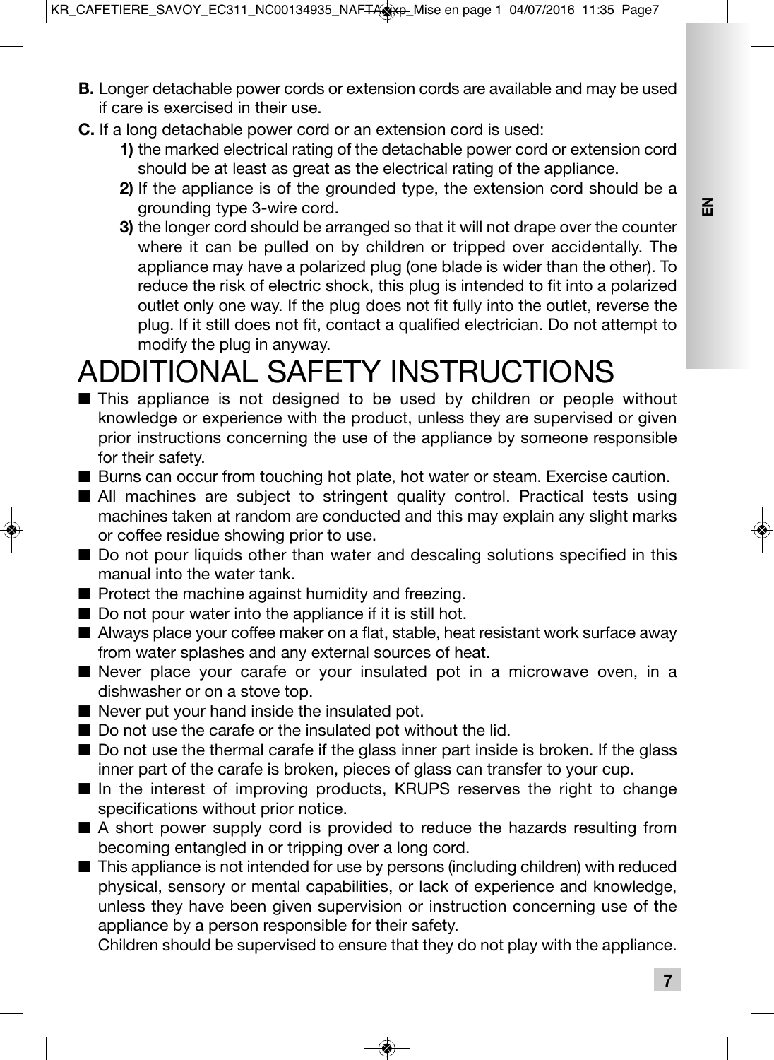**B.** Longer detachable power cords or extension cords are available and may be used if care is exercised in their use.

**C.** If a long detachable power cord or an extension cord is used:

**1)** the marked electrical rating of the detachable power cord or extension cord should be at least as great as the electrical rating of the appliance.

**2)** If the appliance is of the grounded type, the extension cord should be a grounding type 3-wire cord.

**3)** the longer cord should be arranged so that it will not drape over the counter where it can be pulled on by children or tripped over accidentally. The appliance may have a polarized plug (one blade is wider than the other). To reduce the risk of electric shock, this plug is intended to fit into a polarized outlet only one way. If the plug does not fit fully into the outlet, reverse the plug. If it still does not fit, contact a qualified electrician. Do not attempt to modify the plug in anyway.

# ADDITIONAL SAFETY INSTRUCTIONS

- This appliance is not designed to be used by children or people without knowledge or experience with the product, unless they are supervised or given prior instructions concerning the use of the appliance by someone responsible for their safety.
- Burns can occur from touching hot plate, hot water or steam. Exercise caution.
- All machines are subject to stringent quality control. Practical tests using machines taken at random are conducted and this may explain any slight marks or coffee residue showing prior to use.
- Do not pour liquids other than water and descaling solutions specified in this manual into the water tank.
- Protect the machine against humidity and freezing.
- Do not pour water into the appliance if it is still hot.
- Always place your coffee maker on a flat, stable, heat resistant work surface away from water splashes and any external sources of heat.
- Never place your carafe or your insulated pot in a microwave oven, in a dishwasher or on a stove top.
- Never put your hand inside the insulated pot.
- Do not use the carafe or the insulated pot without the lid.
- Do not use the thermal carafe if the glass inner part inside is broken. If the glass inner part of the carafe is broken, pieces of glass can transfer to your cup.
- In the interest of improving products, KRUPS reserves the right to change specifications without prior notice.
- A short power supply cord is provided to reduce the hazards resulting from becoming entangled in or tripping over a long cord.
- This appliance is not intended for use by persons (including children) with reduced physical, sensory or mental capabilities, or lack of experience and knowledge, unless they have been given supervision or instruction concerning use of the appliance by a person responsible for their safety.
  Children should be supervised to ensure that they do not play with the appliance.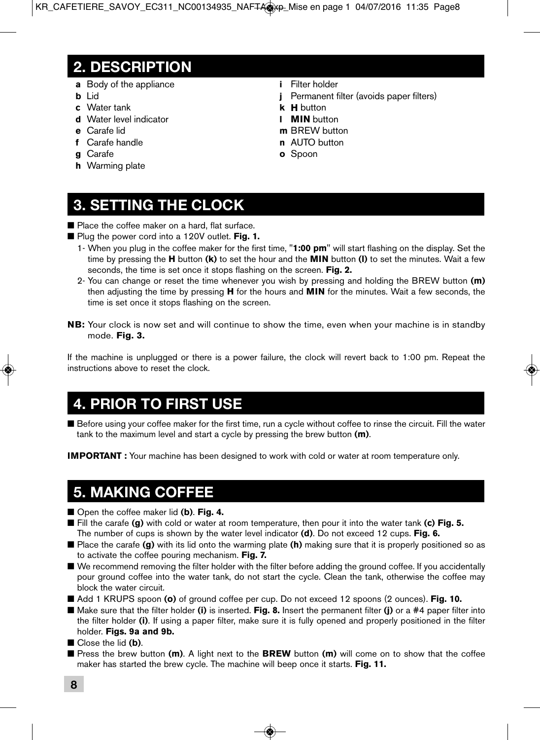## 2. DESCRIPTION

- **a** Body of the appliance
- **b** Lid
- **c** Water tank
- **d** Water level indicator
- **e** Carafe lid
- **f** Carafe handle
- **g** Carafe
- **h** Warming plate
- **i** Filter holder
- **j** Permanent filter (avoids paper filters)
- **k** **H** button
- **l** **MIN** button
- **m** BREW button
- **n** AUTO button
- **o** Spoon

## 3. SETTING THE CLOCK

- Place the coffee maker on a hard, flat surface.
- Plug the power cord into a 120V outlet. **Fig. 1.**
  1. When you plug in the coffee maker for the first time, "**1:00 pm**" will start flashing on the display. Set the time by pressing the **H** button **(k)** to set the hour and the **MIN** button **(l)** to set the minutes. Wait a few seconds, the time is set once it stops flashing on the screen. **Fig. 2.**
  2. You can change or reset the time whenever you wish by pressing and holding the BREW button **(m)** then adjusting the time by pressing **H** for the hours and **MIN** for the minutes. Wait a few seconds, the time is set once it stops flashing on the screen.

**NB:** Your clock is now set and will continue to show the time, even when your machine is in standby mode. **Fig. 3.**

If the machine is unplugged or there is a power failure, the clock will revert back to 1:00 pm. Repeat the instructions above to reset the clock.

## 4. PRIOR TO FIRST USE

- Before using your coffee maker for the first time, run a cycle without coffee to rinse the circuit. Fill the water tank to the maximum level and start a cycle by pressing the brew button **(m)**.

**IMPORTANT :** Your machine has been designed to work with cold or water at room temperature only.

## 5. MAKING COFFEE

- Open the coffee maker lid **(b)**. **Fig. 4.**
- Fill the carafe **(g)** with cold or water at room temperature, then pour it into the water tank **(c) Fig. 5.** The number of cups is shown by the water level indicator **(d)**. Do not exceed 12 cups. **Fig. 6.**
- Place the carafe **(g)** with its lid onto the warming plate **(h)** making sure that it is properly positioned so as to activate the coffee pouring mechanism. **Fig. 7.**
- We recommend removing the filter holder with the filter before adding the ground coffee. If you accidentally pour ground coffee into the water tank, do not start the cycle. Clean the tank, otherwise the coffee may block the water circuit.
- Add 1 KRUPS spoon **(o)** of ground coffee per cup. Do not exceed 12 spoons (2 ounces). **Fig. 10.**
- Make sure that the filter holder **(i)** is inserted. **Fig. 8.** Insert the permanent filter **(j)** or a #4 paper filter into the filter holder **(i)**. If using a paper filter, make sure it is fully opened and properly positioned in the filter holder. **Figs. 9a and 9b.**
- Close the lid **(b)**.
- Press the brew button **(m)**. A light next to the **BREW** button **(m)** will come on to show that the coffee maker has started the brew cycle. The machine will beep once it starts. **Fig. 11.**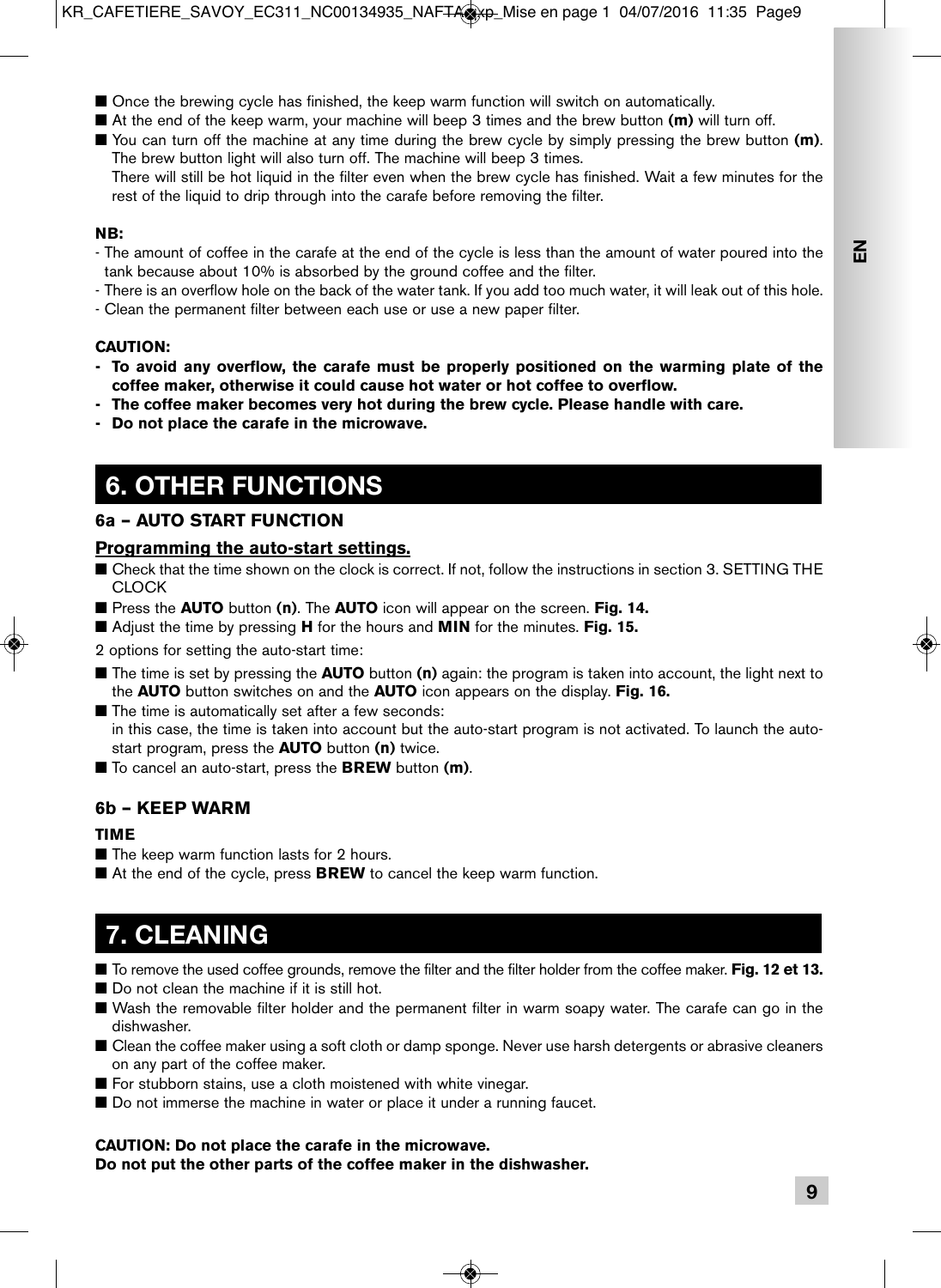- Once the brewing cycle has finished, the keep warm function will switch on automatically.
- At the end of the keep warm, your machine will beep 3 times and the brew button **(m)** will turn off.
- You can turn off the machine at any time during the brew cycle by simply pressing the brew button **(m)**. The brew button light will also turn off. The machine will beep 3 times.
  There will still be hot liquid in the filter even when the brew cycle has finished. Wait a few minutes for the rest of the liquid to drip through into the carafe before removing the filter.

**NB:**

- The amount of coffee in the carafe at the end of the cycle is less than the amount of water poured into the tank because about 10% is absorbed by the ground coffee and the filter.
- There is an overflow hole on the back of the water tank. If you add too much water, it will leak out of this hole.
- Clean the permanent filter between each use or use a new paper filter.

**CAUTION:**

- **To avoid any overflow, the carafe must be properly positioned on the warming plate of the coffee maker, otherwise it could cause hot water or hot coffee to overflow.**
- **The coffee maker becomes very hot during the brew cycle. Please handle with care.**
- **Do not place the carafe in the microwave.**

# 6. OTHER FUNCTIONS

## 6a – AUTO START FUNCTION

**Programming the auto-start settings.**

- Check that the time shown on the clock is correct. If not, follow the instructions in section 3. SETTING THE CLOCK
- Press the **AUTO** button **(n)**. The **AUTO** icon will appear on the screen. **Fig. 14.**
- Adjust the time by pressing **H** for the hours and **MIN** for the minutes. **Fig. 15.**

2 options for setting the auto-start time:

- The time is set by pressing the **AUTO** button **(n)** again: the program is taken into account, the light next to the **AUTO** button switches on and the **AUTO** icon appears on the display. **Fig. 16.**
- The time is automatically set after a few seconds:
  in this case, the time is taken into account but the auto-start program is not activated. To launch the auto-start program, press the **AUTO** button **(n)** twice.
- To cancel an auto-start, press the **BREW** button **(m)**.

## 6b – KEEP WARM

**TIME**

- The keep warm function lasts for 2 hours.
- At the end of the cycle, press **BREW** to cancel the keep warm function.

# 7. CLEANING

- To remove the used coffee grounds, remove the filter and the filter holder from the coffee maker. **Fig. 12 et 13.**
- Do not clean the machine if it is still hot.
- Wash the removable filter holder and the permanent filter in warm soapy water. The carafe can go in the dishwasher.
- Clean the coffee maker using a soft cloth or damp sponge. Never use harsh detergents or abrasive cleaners on any part of the coffee maker.
- For stubborn stains, use a cloth moistened with white vinegar.
- Do not immerse the machine in water or place it under a running faucet.

**CAUTION: Do not place the carafe in the microwave.**
**Do not put the other parts of the coffee maker in the dishwasher.**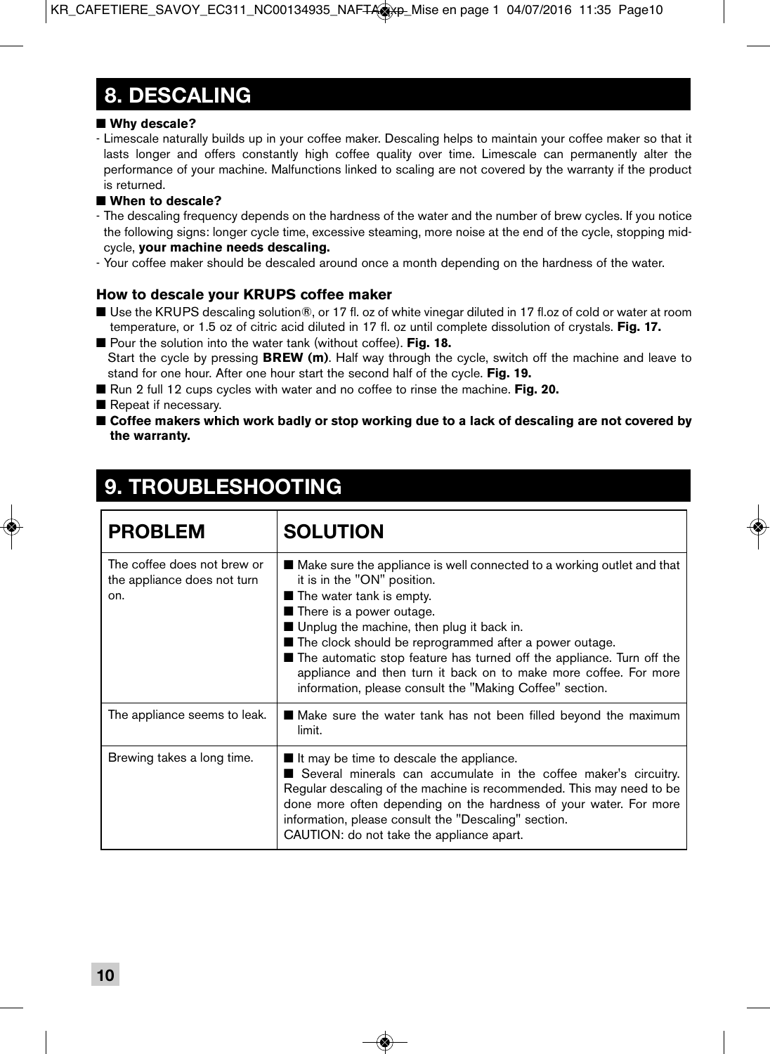## 8. DESCALING

■ **Why descale?**

- Limescale naturally builds up in your coffee maker. Descaling helps to maintain your coffee maker so that it lasts longer and offers constantly high coffee quality over time. Limescale can permanently alter the performance of your machine. Malfunctions linked to scaling are not covered by the warranty if the product is returned.

■ **When to descale?**

- The descaling frequency depends on the hardness of the water and the number of brew cycles. If you notice the following signs: longer cycle time, excessive steaming, more noise at the end of the cycle, stopping mid-cycle, **your machine needs descaling.**
- Your coffee maker should be descaled around once a month depending on the hardness of the water.

### How to descale your KRUPS coffee maker

- Use the KRUPS descaling solution®, or 17 fl. oz of white vinegar diluted in 17 fl.oz of cold or water at room temperature, or 1.5 oz of citric acid diluted in 17 fl. oz until complete dissolution of crystals. **Fig. 17.**
- Pour the solution into the water tank (without coffee). **Fig. 18.**
  Start the cycle by pressing **BREW (m)**. Half way through the cycle, switch off the machine and leave to stand for one hour. After one hour start the second half of the cycle. **Fig. 19.**
- Run 2 full 12 cups cycles with water and no coffee to rinse the machine. **Fig. 20.**
- Repeat if necessary.
- **Coffee makers which work badly or stop working due to a lack of descaling are not covered by the warranty.**

## 9. TROUBLESHOOTING

| PROBLEM | SOLUTION |
|---|---|
| The coffee does not brew or the appliance does not turn on. | ■ Make sure the appliance is well connected to a working outlet and that it is in the "ON" position.<br>■ The water tank is empty.<br>■ There is a power outage.<br>■ Unplug the machine, then plug it back in.<br>■ The clock should be reprogrammed after a power outage.<br>■ The automatic stop feature has turned off the appliance. Turn off the appliance and then turn it back on to make more coffee. For more information, please consult the "Making Coffee" section. |
| The appliance seems to leak. | ■ Make sure the water tank has not been filled beyond the maximum limit. |
| Brewing takes a long time. | ■ It may be time to descale the appliance.<br>■ Several minerals can accumulate in the coffee maker's circuitry. Regular descaling of the machine is recommended. This may need to be done more often depending on the hardness of your water. For more information, please consult the "Descaling" section.<br>CAUTION: do not take the appliance apart. |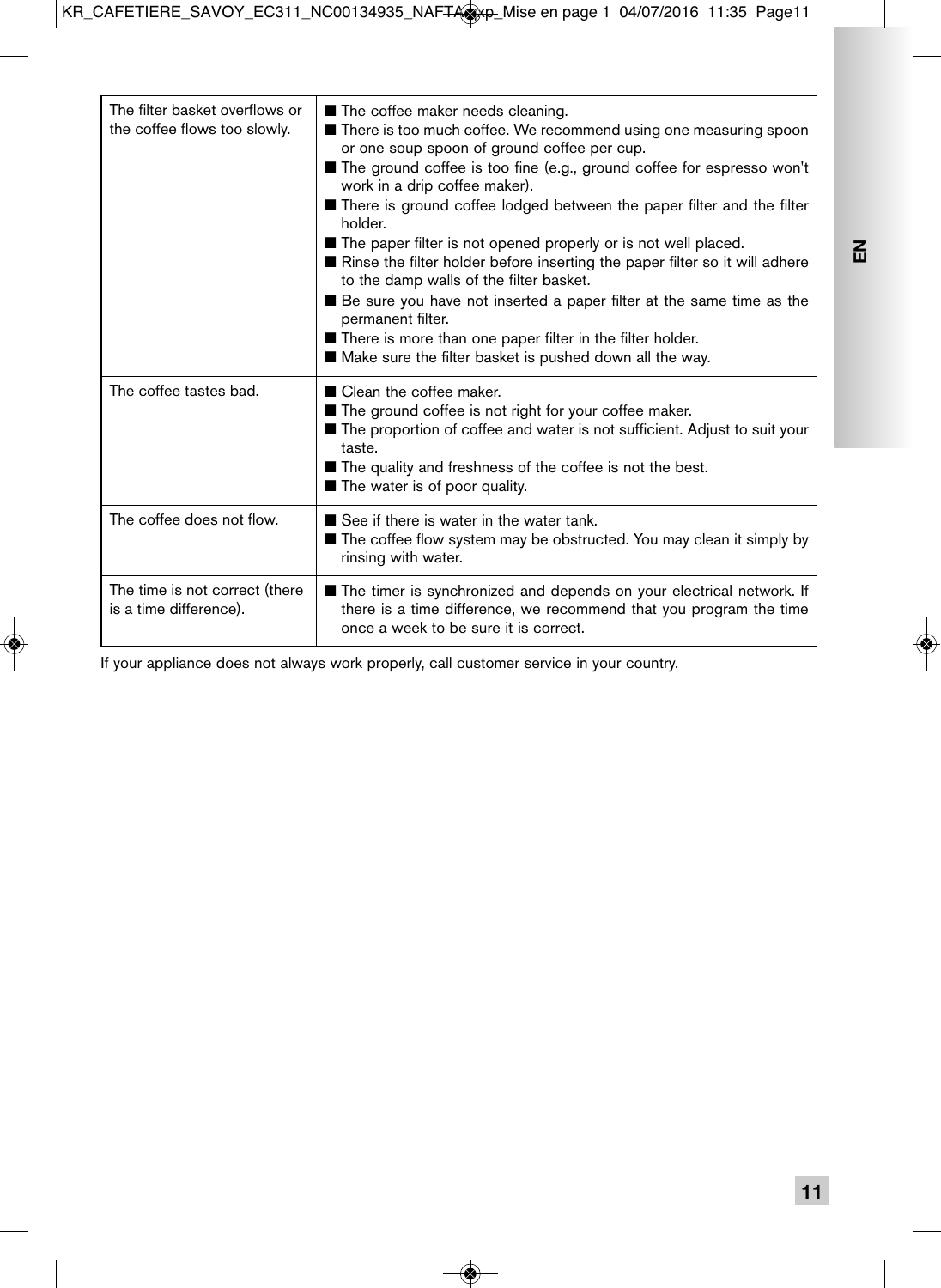| | |
|---|---|
| The filter basket overflows or the coffee flows too slowly. | ■ The coffee maker needs cleaning.<br>■ There is too much coffee. We recommend using one measuring spoon or one soup spoon of ground coffee per cup.<br>■ The ground coffee is too fine (e.g., ground coffee for espresso won't work in a drip coffee maker).<br>■ There is ground coffee lodged between the paper filter and the filter holder.<br>■ The paper filter is not opened properly or is not well placed.<br>■ Rinse the filter holder before inserting the paper filter so it will adhere to the damp walls of the filter basket.<br>■ Be sure you have not inserted a paper filter at the same time as the permanent filter.<br>■ There is more than one paper filter in the filter holder.<br>■ Make sure the filter basket is pushed down all the way. |
| The coffee tastes bad. | ■ Clean the coffee maker.<br>■ The ground coffee is not right for your coffee maker.<br>■ The proportion of coffee and water is not sufficient. Adjust to suit your taste.<br>■ The quality and freshness of the coffee is not the best.<br>■ The water is of poor quality. |
| The coffee does not flow. | ■ See if there is water in the water tank.<br>■ The coffee flow system may be obstructed. You may clean it simply by rinsing with water. |
| The time is not correct (there is a time difference). | ■ The timer is synchronized and depends on your electrical network. If there is a time difference, we recommend that you program the time once a week to be sure it is correct. |

If your appliance does not always work properly, call customer service in your country.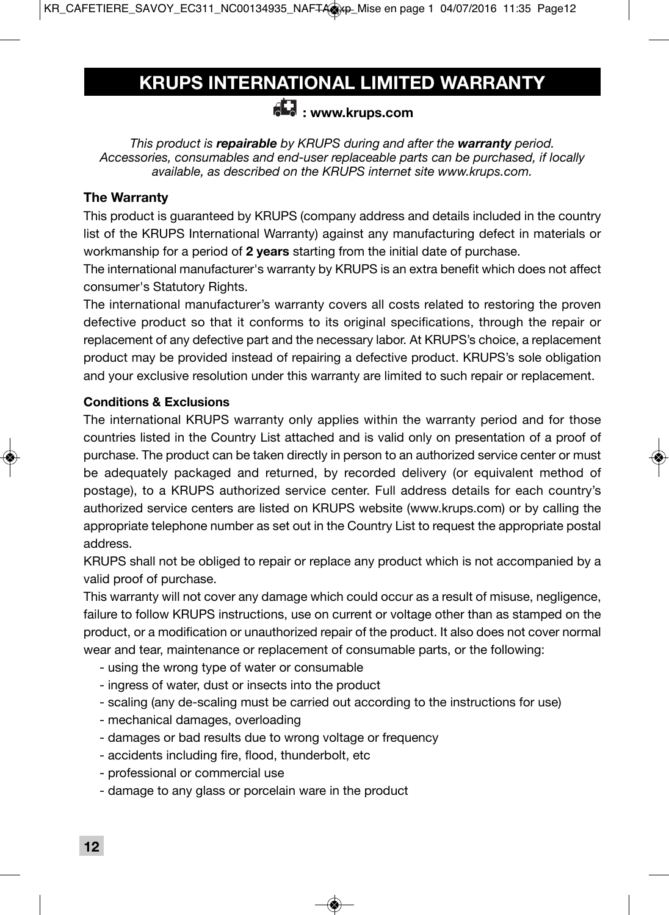# KRUPS INTERNATIONAL LIMITED WARRANTY

**: www.krups.com**

*This product is **repairable** by KRUPS during and after the **warranty** period. Accessories, consumables and end-user replaceable parts can be purchased, if locally available, as described on the KRUPS internet site www.krups.com.*

**The Warranty**

This product is guaranteed by KRUPS (company address and details included in the country list of the KRUPS International Warranty) against any manufacturing defect in materials or workmanship for a period of **2 years** starting from the initial date of purchase.

The international manufacturer's warranty by KRUPS is an extra benefit which does not affect consumer's Statutory Rights.

The international manufacturer's warranty covers all costs related to restoring the proven defective product so that it conforms to its original specifications, through the repair or replacement of any defective part and the necessary labor. At KRUPS's choice, a replacement product may be provided instead of repairing a defective product. KRUPS's sole obligation and your exclusive resolution under this warranty are limited to such repair or replacement.

**Conditions & Exclusions**

The international KRUPS warranty only applies within the warranty period and for those countries listed in the Country List attached and is valid only on presentation of a proof of purchase. The product can be taken directly in person to an authorized service center or must be adequately packaged and returned, by recorded delivery (or equivalent method of postage), to a KRUPS authorized service center. Full address details for each country's authorized service centers are listed on KRUPS website (www.krups.com) or by calling the appropriate telephone number as set out in the Country List to request the appropriate postal address.

KRUPS shall not be obliged to repair or replace any product which is not accompanied by a valid proof of purchase.

This warranty will not cover any damage which could occur as a result of misuse, negligence, failure to follow KRUPS instructions, use on current or voltage other than as stamped on the product, or a modification or unauthorized repair of the product. It also does not cover normal wear and tear, maintenance or replacement of consumable parts, or the following:

- using the wrong type of water or consumable
- ingress of water, dust or insects into the product
- scaling (any de-scaling must be carried out according to the instructions for use)
- mechanical damages, overloading
- damages or bad results due to wrong voltage or frequency
- accidents including fire, flood, thunderbolt, etc
- professional or commercial use
- damage to any glass or porcelain ware in the product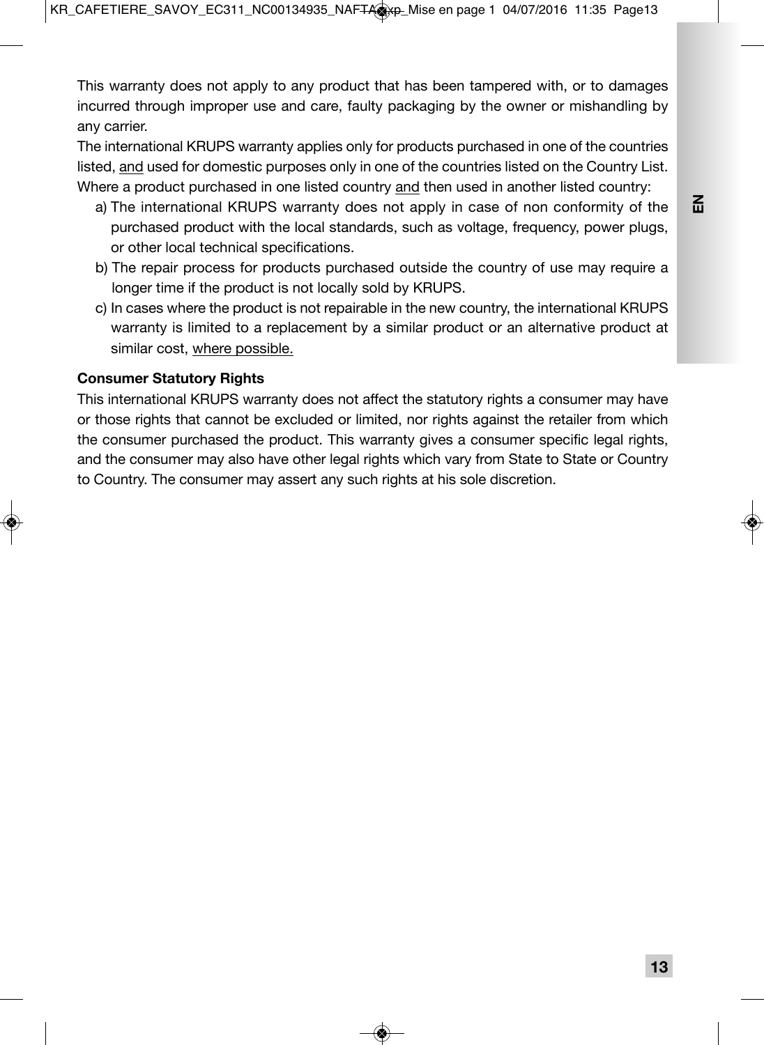This warranty does not apply to any product that has been tampered with, or to damages incurred through improper use and care, faulty packaging by the owner or mishandling by any carrier.

The international KRUPS warranty applies only for products purchased in one of the countries listed, and used for domestic purposes only in one of the countries listed on the Country List. Where a product purchased in one listed country and then used in another listed country:

a) The international KRUPS warranty does not apply in case of non conformity of the purchased product with the local standards, such as voltage, frequency, power plugs, or other local technical specifications.

b) The repair process for products purchased outside the country of use may require a longer time if the product is not locally sold by KRUPS.

c) In cases where the product is not repairable in the new country, the international KRUPS warranty is limited to a replacement by a similar product or an alternative product at similar cost, where possible.

**Consumer Statutory Rights**

This international KRUPS warranty does not affect the statutory rights a consumer may have or those rights that cannot be excluded or limited, nor rights against the retailer from which the consumer purchased the product. This warranty gives a consumer specific legal rights, and the consumer may also have other legal rights which vary from State to State or Country to Country. The consumer may assert any such rights at his sole discretion.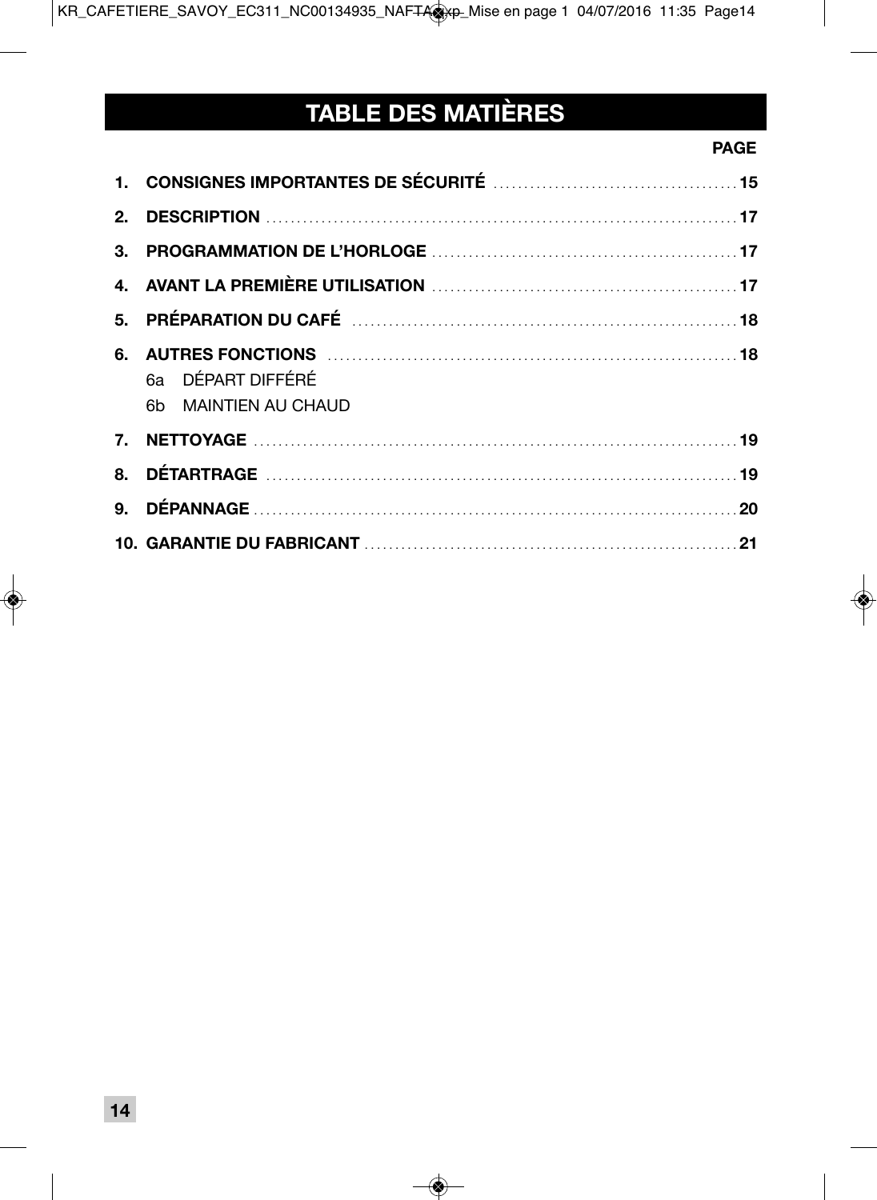# TABLE DES MATIÈRES

| | PAGE |
|---|---|
| **1. CONSIGNES IMPORTANTES DE SÉCURITÉ** | **15** |
| **2. DESCRIPTION** | **17** |
| **3. PROGRAMMATION DE L'HORLOGE** | **17** |
| **4. AVANT LA PREMIÈRE UTILISATION** | **17** |
| **5. PRÉPARATION DU CAFÉ** | **18** |
| **6. AUTRES FONCTIONS** | **18** |
| 6a DÉPART DIFFÉRÉ | |
| 6b MAINTIEN AU CHAUD | |
| **7. NETTOYAGE** | **19** |
| **8. DÉTARTRAGE** | **19** |
| **9. DÉPANNAGE** | **20** |
| **10. GARANTIE DU FABRICANT** | **21** |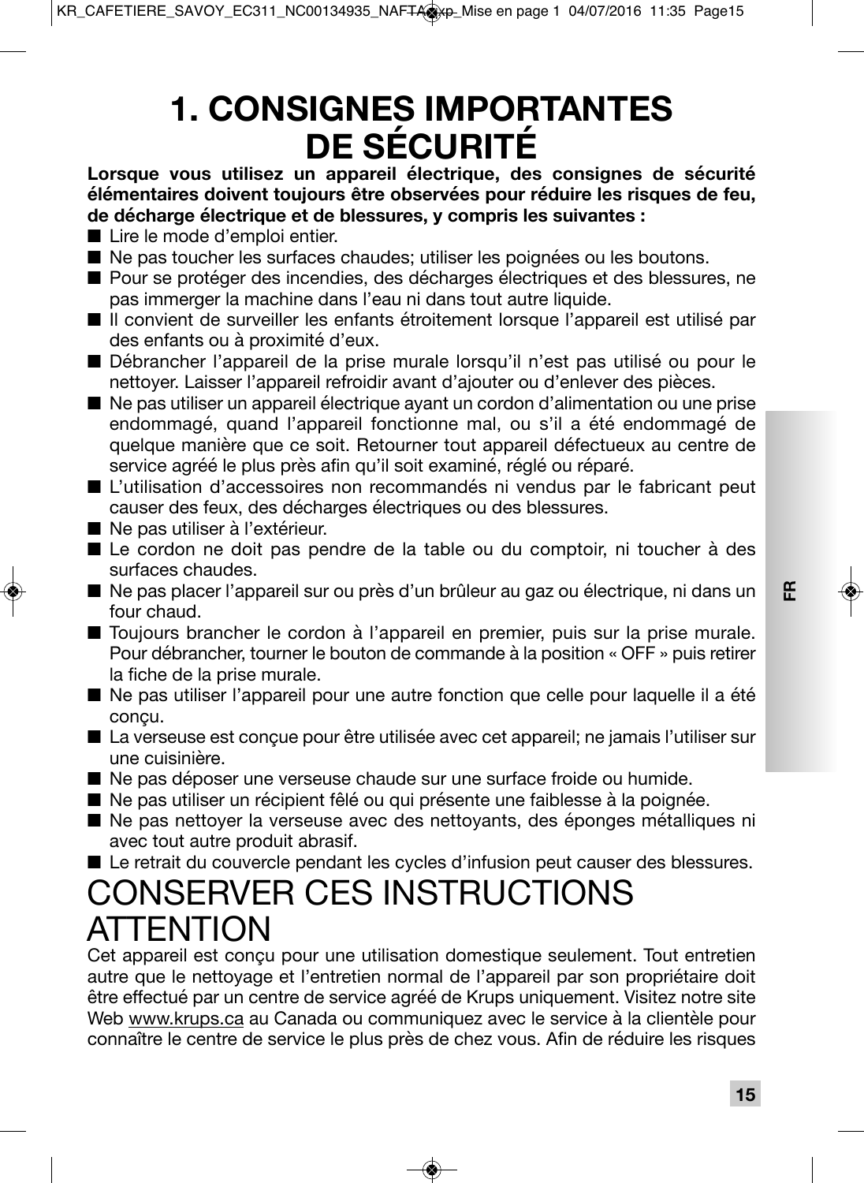# 1. CONSIGNES IMPORTANTES DE SÉCURITÉ

**Lorsque vous utilisez un appareil électrique, des consignes de sécurité élémentaires doivent toujours être observées pour réduire les risques de feu, de décharge électrique et de blessures, y compris les suivantes :**

- Lire le mode d'emploi entier.
- Ne pas toucher les surfaces chaudes; utiliser les poignées ou les boutons.
- Pour se protéger des incendies, des décharges électriques et des blessures, ne pas immerger la machine dans l'eau ni dans tout autre liquide.
- Il convient de surveiller les enfants étroitement lorsque l'appareil est utilisé par des enfants ou à proximité d'eux.
- Débrancher l'appareil de la prise murale lorsqu'il n'est pas utilisé ou pour le nettoyer. Laisser l'appareil refroidir avant d'ajouter ou d'enlever des pièces.
- Ne pas utiliser un appareil électrique ayant un cordon d'alimentation ou une prise endommagé, quand l'appareil fonctionne mal, ou s'il a été endommagé de quelque manière que ce soit. Retourner tout appareil défectueux au centre de service agréé le plus près afin qu'il soit examiné, réglé ou réparé.
- L'utilisation d'accessoires non recommandés ni vendus par le fabricant peut causer des feux, des décharges électriques ou des blessures.
- Ne pas utiliser à l'extérieur.
- Le cordon ne doit pas pendre de la table ou du comptoir, ni toucher à des surfaces chaudes.
- Ne pas placer l'appareil sur ou près d'un brûleur au gaz ou électrique, ni dans un four chaud.
- Toujours brancher le cordon à l'appareil en premier, puis sur la prise murale. Pour débrancher, tourner le bouton de commande à la position « OFF » puis retirer la fiche de la prise murale.
- Ne pas utiliser l'appareil pour une autre fonction que celle pour laquelle il a été conçu.
- La verseuse est conçue pour être utilisée avec cet appareil; ne jamais l'utiliser sur une cuisinière.
- Ne pas déposer une verseuse chaude sur une surface froide ou humide.
- Ne pas utiliser un récipient fêlé ou qui présente une faiblesse à la poignée.
- Ne pas nettoyer la verseuse avec des nettoyants, des éponges métalliques ni avec tout autre produit abrasif.
- Le retrait du couvercle pendant les cycles d'infusion peut causer des blessures.

## CONSERVER CES INSTRUCTIONS

## ATTENTION

Cet appareil est conçu pour une utilisation domestique seulement. Tout entretien autre que le nettoyage et l'entretien normal de l'appareil par son propriétaire doit être effectué par un centre de service agréé de Krups uniquement. Visitez notre site Web www.krups.ca au Canada ou communiquez avec le service à la clientèle pour connaître le centre de service le plus près de chez vous. Afin de réduire les risques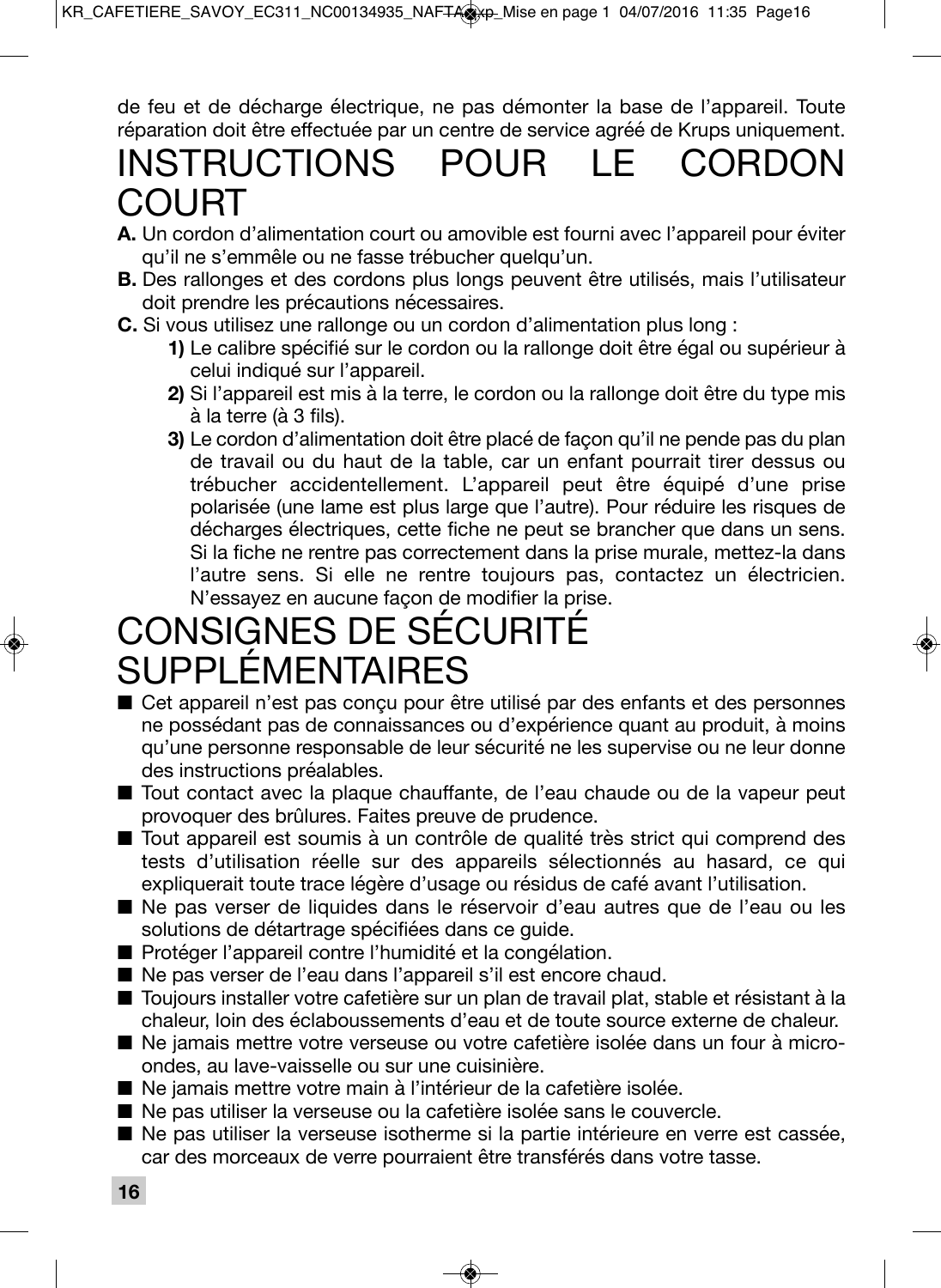de feu et de décharge électrique, ne pas démonter la base de l'appareil. Toute réparation doit être effectuée par un centre de service agréé de Krups uniquement.

# INSTRUCTIONS POUR LE CORDON COURT

**A.** Un cordon d'alimentation court ou amovible est fourni avec l'appareil pour éviter qu'il ne s'emmêle ou ne fasse trébucher quelqu'un.

**B.** Des rallonges et des cordons plus longs peuvent être utilisés, mais l'utilisateur doit prendre les précautions nécessaires.

**C.** Si vous utilisez une rallonge ou un cordon d'alimentation plus long :

   **1)** Le calibre spécifié sur le cordon ou la rallonge doit être égal ou supérieur à celui indiqué sur l'appareil.

   **2)** Si l'appareil est mis à la terre, le cordon ou la rallonge doit être du type mis à la terre (à 3 fils).

   **3)** Le cordon d'alimentation doit être placé de façon qu'il ne pende pas du plan de travail ou du haut de la table, car un enfant pourrait tirer dessus ou trébucher accidentellement. L'appareil peut être équipé d'une prise polarisée (une lame est plus large que l'autre). Pour réduire les risques de décharges électriques, cette fiche ne peut se brancher que dans un sens. Si la fiche ne rentre pas correctement dans la prise murale, mettez-la dans l'autre sens. Si elle ne rentre toujours pas, contactez un électricien. N'essayez en aucune façon de modifier la prise.

# CONSIGNES DE SÉCURITÉ SUPPLÉMENTAIRES

- Cet appareil n'est pas conçu pour être utilisé par des enfants et des personnes ne possédant pas de connaissances ou d'expérience quant au produit, à moins qu'une personne responsable de leur sécurité ne les supervise ou ne leur donne des instructions préalables.
- Tout contact avec la plaque chauffante, de l'eau chaude ou de la vapeur peut provoquer des brûlures. Faites preuve de prudence.
- Tout appareil est soumis à un contrôle de qualité très strict qui comprend des tests d'utilisation réelle sur des appareils sélectionnés au hasard, ce qui expliquerait toute trace légère d'usage ou résidus de café avant l'utilisation.
- Ne pas verser de liquides dans le réservoir d'eau autres que de l'eau ou les solutions de détartrage spécifiées dans ce guide.
- Protéger l'appareil contre l'humidité et la congélation.
- Ne pas verser de l'eau dans l'appareil s'il est encore chaud.
- Toujours installer votre cafetière sur un plan de travail plat, stable et résistant à la chaleur, loin des éclaboussements d'eau et de toute source externe de chaleur.
- Ne jamais mettre votre verseuse ou votre cafetière isolée dans un four à micro-ondes, au lave-vaisselle ou sur une cuisinière.
- Ne jamais mettre votre main à l'intérieur de la cafetière isolée.
- Ne pas utiliser la verseuse ou la cafetière isolée sans le couvercle.
- Ne pas utiliser la verseuse isotherme si la partie intérieure en verre est cassée, car des morceaux de verre pourraient être transférés dans votre tasse.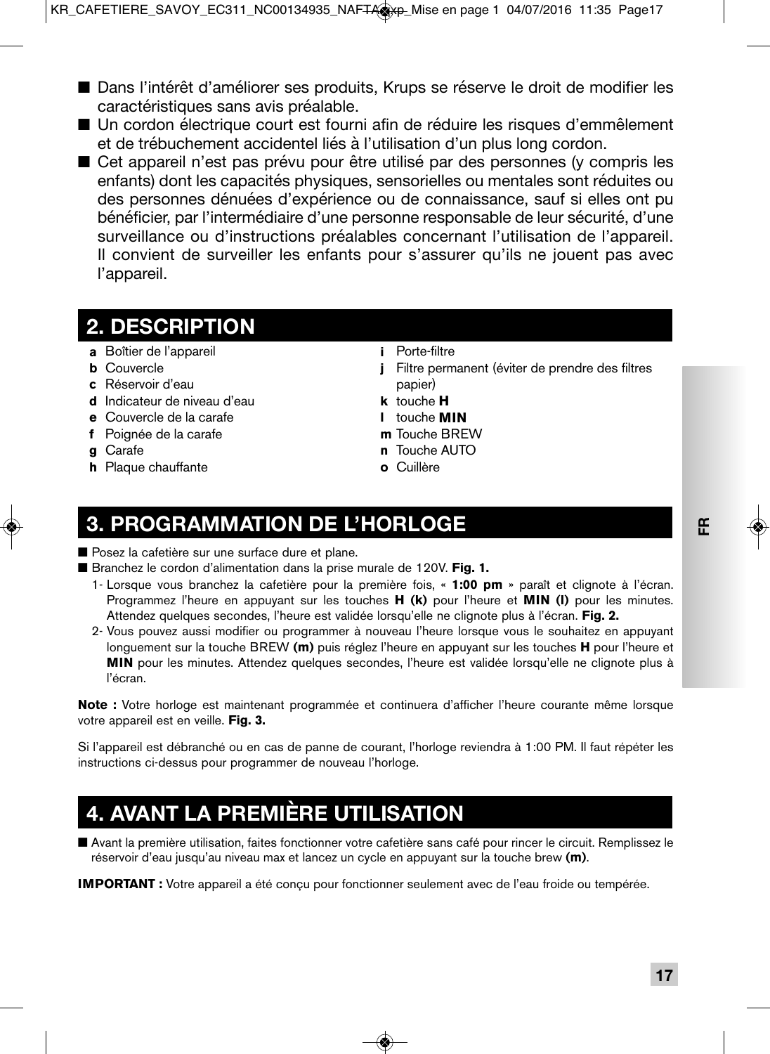- Dans l'intérêt d'améliorer ses produits, Krups se réserve le droit de modifier les caractéristiques sans avis préalable.
- Un cordon électrique court est fourni afin de réduire les risques d'emmêlement et de trébuchement accidentel liés à l'utilisation d'un plus long cordon.
- Cet appareil n'est pas prévu pour être utilisé par des personnes (y compris les enfants) dont les capacités physiques, sensorielles ou mentales sont réduites ou des personnes dénuées d'expérience ou de connaissance, sauf si elles ont pu bénéficier, par l'intermédiaire d'une personne responsable de leur sécurité, d'une surveillance ou d'instructions préalables concernant l'utilisation de l'appareil. Il convient de surveiller les enfants pour s'assurer qu'ils ne jouent pas avec l'appareil.

## 2. DESCRIPTION

- **a** Boîtier de l'appareil
- **b** Couvercle
- **c** Réservoir d'eau
- **d** Indicateur de niveau d'eau
- **e** Couvercle de la carafe
- **f** Poignée de la carafe
- **g** Carafe
- **h** Plaque chauffante
- **i** Porte-filtre
- **j** Filtre permanent (éviter de prendre des filtres papier)
- **k** touche **H**
- **l** touche **MIN**
- **m** Touche BREW
- **n** Touche AUTO
- **o** Cuillère

## 3. PROGRAMMATION DE L'HORLOGE

- Posez la cafetière sur une surface dure et plane.
- Branchez le cordon d'alimentation dans la prise murale de 120V. **Fig. 1.**
  1- Lorsque vous branchez la cafetière pour la première fois, « **1:00 pm** » paraît et clignote à l'écran. Programmez l'heure en appuyant sur les touches **H (k)** pour l'heure et **MIN (l)** pour les minutes. Attendez quelques secondes, l'heure est validée lorsqu'elle ne clignote plus à l'écran. **Fig. 2.**
  2- Vous pouvez aussi modifier ou programmer à nouveau l'heure lorsque vous le souhaitez en appuyant longuement sur la touche BREW **(m)** puis réglez l'heure en appuyant sur les touches **H** pour l'heure et **MIN** pour les minutes. Attendez quelques secondes, l'heure est validée lorsqu'elle ne clignote plus à l'écran.

**Note :** Votre horloge est maintenant programmée et continuera d'afficher l'heure courante même lorsque votre appareil est en veille. **Fig. 3.**

Si l'appareil est débranché ou en cas de panne de courant, l'horloge reviendra à 1:00 PM. Il faut répéter les instructions ci-dessus pour programmer de nouveau l'horloge.

## 4. AVANT LA PREMIÈRE UTILISATION

- Avant la première utilisation, faites fonctionner votre cafetière sans café pour rincer le circuit. Remplissez le réservoir d'eau jusqu'au niveau max et lancez un cycle en appuyant sur la touche brew **(m)**.

**IMPORTANT :** Votre appareil a été conçu pour fonctionner seulement avec de l'eau froide ou tempérée.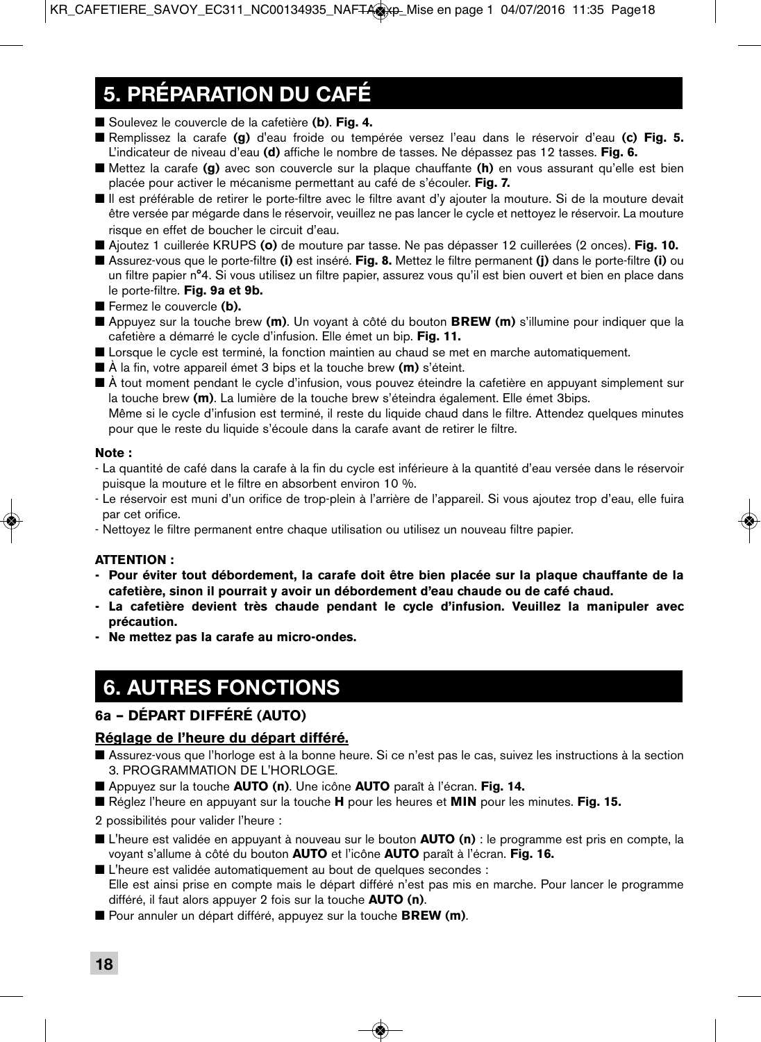## 5. PRÉPARATION DU CAFÉ

- Soulevez le couvercle de la cafetière **(b)**. **Fig. 4.**
- Remplissez la carafe **(g)** d'eau froide ou tempérée versez l'eau dans le réservoir d'eau **(c) Fig. 5.** L'indicateur de niveau d'eau **(d)** affiche le nombre de tasses. Ne dépassez pas 12 tasses. **Fig. 6.**
- Mettez la carafe **(g)** avec son couvercle sur la plaque chauffante **(h)** en vous assurant qu'elle est bien placée pour activer le mécanisme permettant au café de s'écouler. **Fig. 7.**
- Il est préférable de retirer le porte-filtre avec le filtre avant d'y ajouter la mouture. Si de la mouture devait être versée par mégarde dans le réservoir, veuillez ne pas lancer le cycle et nettoyez le réservoir. La mouture risque en effet de boucher le circuit d'eau.
- Ajoutez 1 cuillerée KRUPS **(o)** de mouture par tasse. Ne pas dépasser 12 cuillerées (2 onces). **Fig. 10.**
- Assurez-vous que le porte-filtre **(i)** est inséré. **Fig. 8.** Mettez le filtre permanent **(j)** dans le porte-filtre **(i)** ou un filtre papier n°4. Si vous utilisez un filtre papier, assurez vous qu'il est bien ouvert et bien en place dans le porte-filtre. **Fig. 9a et 9b.**
- Fermez le couvercle **(b).**
- Appuyez sur la touche brew **(m)**. Un voyant à côté du bouton **BREW (m)** s'illumine pour indiquer que la cafetière a démarré le cycle d'infusion. Elle émet un bip. **Fig. 11.**
- Lorsque le cycle est terminé, la fonction maintien au chaud se met en marche automatiquement.
- À la fin, votre appareil émet 3 bips et la touche brew **(m)** s'éteint.
- À tout moment pendant le cycle d'infusion, vous pouvez éteindre la cafetière en appuyant simplement sur la touche brew **(m)**. La lumière de la touche brew s'éteindra également. Elle émet 3bips.
  Même si le cycle d'infusion est terminé, il reste du liquide chaud dans le filtre. Attendez quelques minutes pour que le reste du liquide s'écoule dans la carafe avant de retirer le filtre.

**Note :**

- La quantité de café dans la carafe à la fin du cycle est inférieure à la quantité d'eau versée dans le réservoir puisque la mouture et le filtre en absorbent environ 10 %.
- Le réservoir est muni d'un orifice de trop-plein à l'arrière de l'appareil. Si vous ajoutez trop d'eau, elle fuira par cet orifice.
- Nettoyez le filtre permanent entre chaque utilisation ou utilisez un nouveau filtre papier.

**ATTENTION :**

- **Pour éviter tout débordement, la carafe doit être bien placée sur la plaque chauffante de la cafetière, sinon il pourrait y avoir un débordement d'eau chaude ou de café chaud.**
- **La cafetière devient très chaude pendant le cycle d'infusion. Veuillez la manipuler avec précaution.**
- **Ne mettez pas la carafe au micro-ondes.**

## 6. AUTRES FONCTIONS

### 6a – DÉPART DIFFÉRÉ (AUTO)

**Réglage de l'heure du départ différé.**

- Assurez-vous que l'horloge est à la bonne heure. Si ce n'est pas le cas, suivez les instructions à la section 3. PROGRAMMATION DE L'HORLOGE.
- Appuyez sur la touche **AUTO (n)**. Une icône **AUTO** paraît à l'écran. **Fig. 14.**
- Réglez l'heure en appuyant sur la touche **H** pour les heures et **MIN** pour les minutes. **Fig. 15.**

2 possibilités pour valider l'heure :

- L'heure est validée en appuyant à nouveau sur le bouton **AUTO (n)** : le programme est pris en compte, la voyant s'allume à côté du bouton **AUTO** et l'icône **AUTO** paraît à l'écran. **Fig. 16.**
- L'heure est validée automatiquement au bout de quelques secondes :
  Elle est ainsi prise en compte mais le départ différé n'est pas mis en marche. Pour lancer le programme différé, il faut alors appuyer 2 fois sur la touche **AUTO (n)**.
- Pour annuler un départ différé, appuyez sur la touche **BREW (m)**.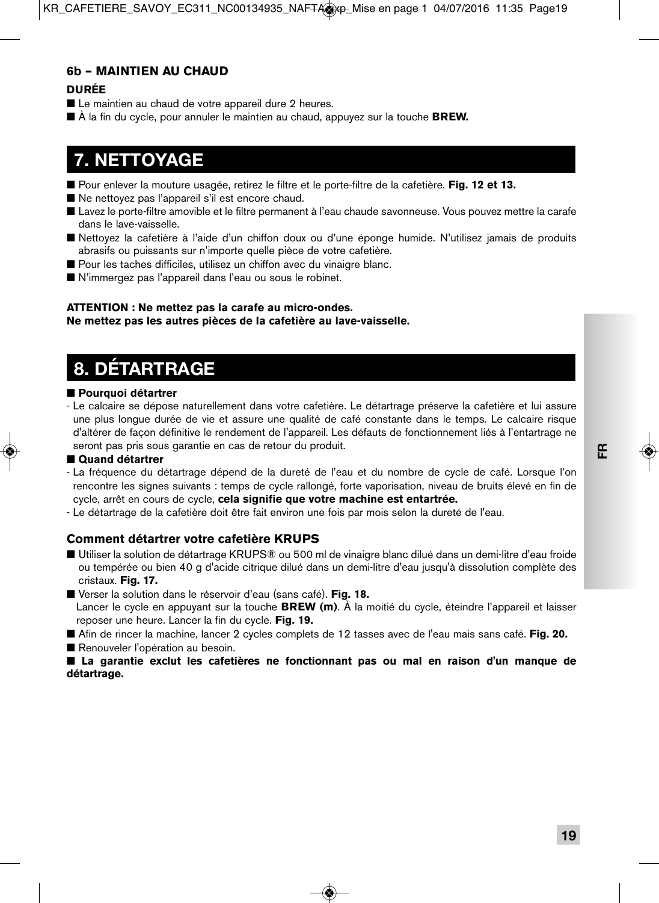### 6b – MAINTIEN AU CHAUD

**DURÉE**

- Le maintien au chaud de votre appareil dure 2 heures.
- À la fin du cycle, pour annuler le maintien au chaud, appuyez sur la touche **BREW.**

## 7. NETTOYAGE

- Pour enlever la mouture usagée, retirez le filtre et le porte-filtre de la cafetière. **Fig. 12 et 13.**
- Ne nettoyez pas l'appareil s'il est encore chaud.
- Lavez le porte-filtre amovible et le filtre permanent à l'eau chaude savonneuse. Vous pouvez mettre la carafe dans le lave-vaisselle.
- Nettoyez la cafetière à l'aide d'un chiffon doux ou d'une éponge humide. N'utilisez jamais de produits abrasifs ou puissants sur n'importe quelle pièce de votre cafetière.
- Pour les taches difficiles, utilisez un chiffon avec du vinaigre blanc.
- N'immergez pas l'appareil dans l'eau ou sous le robinet.

**ATTENTION : Ne mettez pas la carafe au micro-ondes.**
**Ne mettez pas les autres pièces de la cafetière au lave-vaisselle.**

## 8. DÉTARTRAGE

- **Pourquoi détartrer**

- Le calcaire se dépose naturellement dans votre cafetière. Le détartrage préserve la cafetière et lui assure une plus longue durée de vie et assure une qualité de café constante dans le temps. Le calcaire risque d'altérer de façon définitive le rendement de l'appareil. Les défauts de fonctionnement liés à l'entartrage ne seront pas pris sous garantie en cas de retour du produit.

- **Quand détartrer**

- La fréquence du détartrage dépend de la dureté de l'eau et du nombre de cycle de café. Lorsque l'on rencontre les signes suivants : temps de cycle rallongé, forte vaporisation, niveau de bruits élevé en fin de cycle, arrêt en cours de cycle, **cela signifie que votre machine est entartrée.**
- Le détartrage de la cafetière doit être fait environ une fois par mois selon la dureté de l'eau.

### Comment détartrer votre cafetière KRUPS

- Utiliser la solution de détartrage KRUPS® ou 500 ml de vinaigre blanc dilué dans un demi-litre d'eau froide ou tempérée ou bien 40 g d'acide citrique dilué dans un demi-litre d'eau jusqu'à dissolution complète des cristaux. **Fig. 17.**
- Verser la solution dans le réservoir d'eau (sans café). **Fig. 18.**
  Lancer le cycle en appuyant sur la touche **BREW (m)**. À la moitié du cycle, éteindre l'appareil et laisser reposer une heure. Lancer la fin du cycle. **Fig. 19.**
- Afin de rincer la machine, lancer 2 cycles complets de 12 tasses avec de l'eau mais sans café. **Fig. 20.**
- Renouveler l'opération au besoin.
- **La garantie exclut les cafetières ne fonctionnant pas ou mal en raison d'un manque de détartrage.**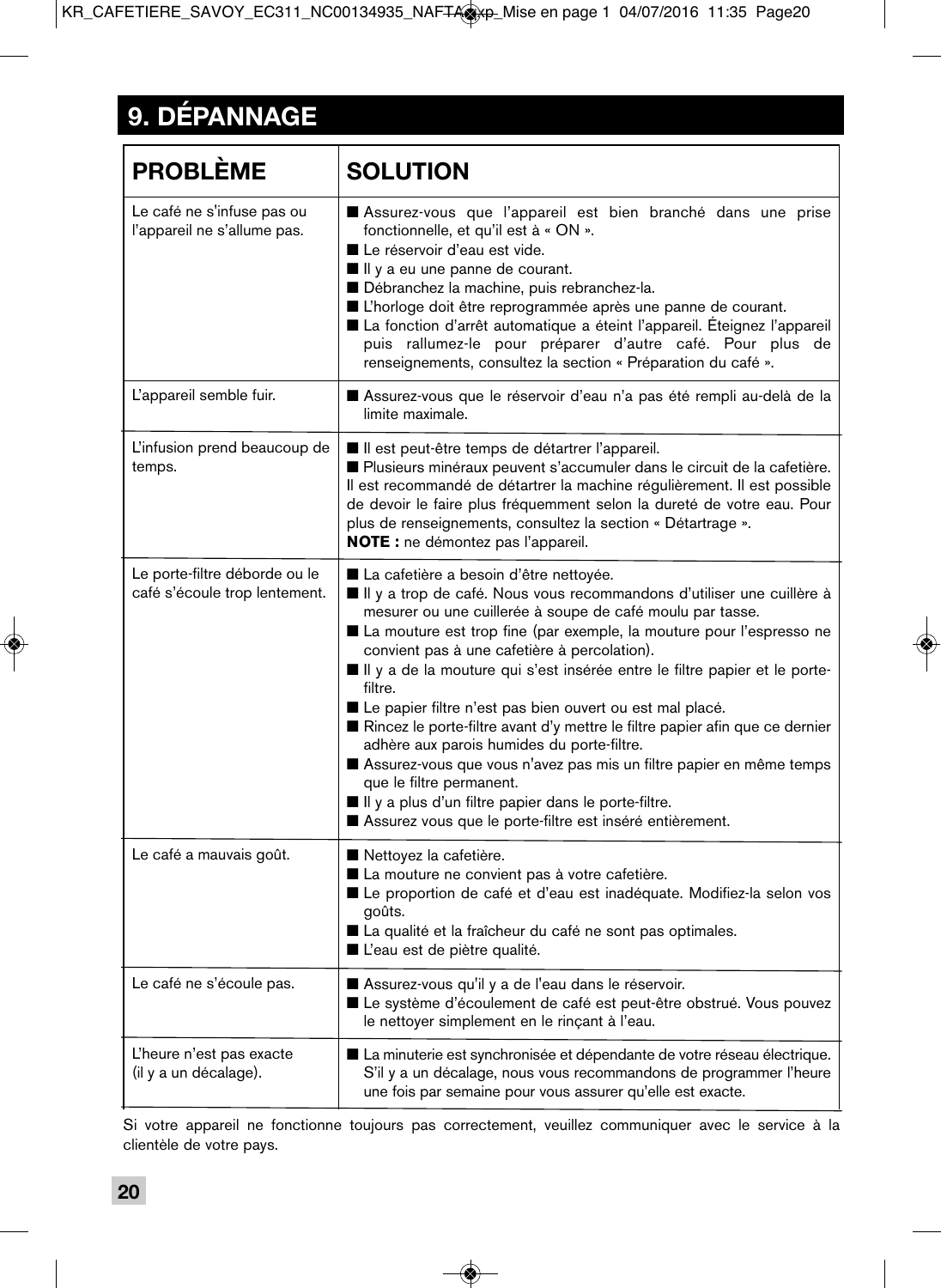## 9. DÉPANNAGE

| PROBLÈME | SOLUTION |
|---|---|
| Le café ne s'infuse pas ou l'appareil ne s'allume pas. | ■ Assurez-vous que l'appareil est bien branché dans une prise fonctionnelle, et qu'il est à « ON ».<br>■ Le réservoir d'eau est vide.<br>■ Il y a eu une panne de courant.<br>■ Débranchez la machine, puis rebranchez-la.<br>■ L'horloge doit être reprogrammée après une panne de courant.<br>■ La fonction d'arrêt automatique a éteint l'appareil. Éteignez l'appareil puis rallumez-le pour préparer d'autre café. Pour plus de renseignements, consultez la section « Préparation du café ». |
| L'appareil semble fuir. | ■ Assurez-vous que le réservoir d'eau n'a pas été rempli au-delà de la limite maximale. |
| L'infusion prend beaucoup de temps. | ■ Il est peut-être temps de détartrer l'appareil.<br>■ Plusieurs minéraux peuvent s'accumuler dans le circuit de la cafetière. Il est recommandé de détartrer la machine régulièrement. Il est possible de devoir le faire plus fréquemment selon la dureté de votre eau. Pour plus de renseignements, consultez la section « Détartrage ».<br>**NOTE :** ne démontez pas l'appareil. |
| Le porte-filtre déborde ou le café s'écoule trop lentement. | ■ La cafetière a besoin d'être nettoyée.<br>■ Il y a trop de café. Nous vous recommandons d'utiliser une cuillère à mesurer ou une cuillerée à soupe de café moulu par tasse.<br>■ La mouture est trop fine (par exemple, la mouture pour l'espresso ne convient pas à une cafetière à percolation).<br>■ Il y a de la mouture qui s'est insérée entre le filtre papier et le porte-filtre.<br>■ Le papier filtre n'est pas bien ouvert ou est mal placé.<br>■ Rincez le porte-filtre avant d'y mettre le filtre papier afin que ce dernier adhère aux parois humides du porte-filtre.<br>■ Assurez-vous que vous n'avez pas mis un filtre papier en même temps que le filtre permanent.<br>■ Il y a plus d'un filtre papier dans le porte-filtre.<br>■ Assurez vous que le porte-filtre est inséré entièrement. |
| Le café a mauvais goût. | ■ Nettoyez la cafetière.<br>■ La mouture ne convient pas à votre cafetière.<br>■ Le proportion de café et d'eau est inadéquate. Modifiez-la selon vos goûts.<br>■ La qualité et la fraîcheur du café ne sont pas optimales.<br>■ L'eau est de piètre qualité. |
| Le café ne s'écoule pas. | ■ Assurez-vous qu'il y a de l'eau dans le réservoir.<br>■ Le système d'écoulement de café est peut-être obstrué. Vous pouvez le nettoyer simplement en le rinçant à l'eau. |
| L'heure n'est pas exacte (il y a un décalage). | ■ La minuterie est synchronisée et dépendante de votre réseau électrique. S'il y a un décalage, nous vous recommandons de programmer l'heure une fois par semaine pour vous assurer qu'elle est exacte. |

Si votre appareil ne fonctionne toujours pas correctement, veuillez communiquer avec le service à la clientèle de votre pays.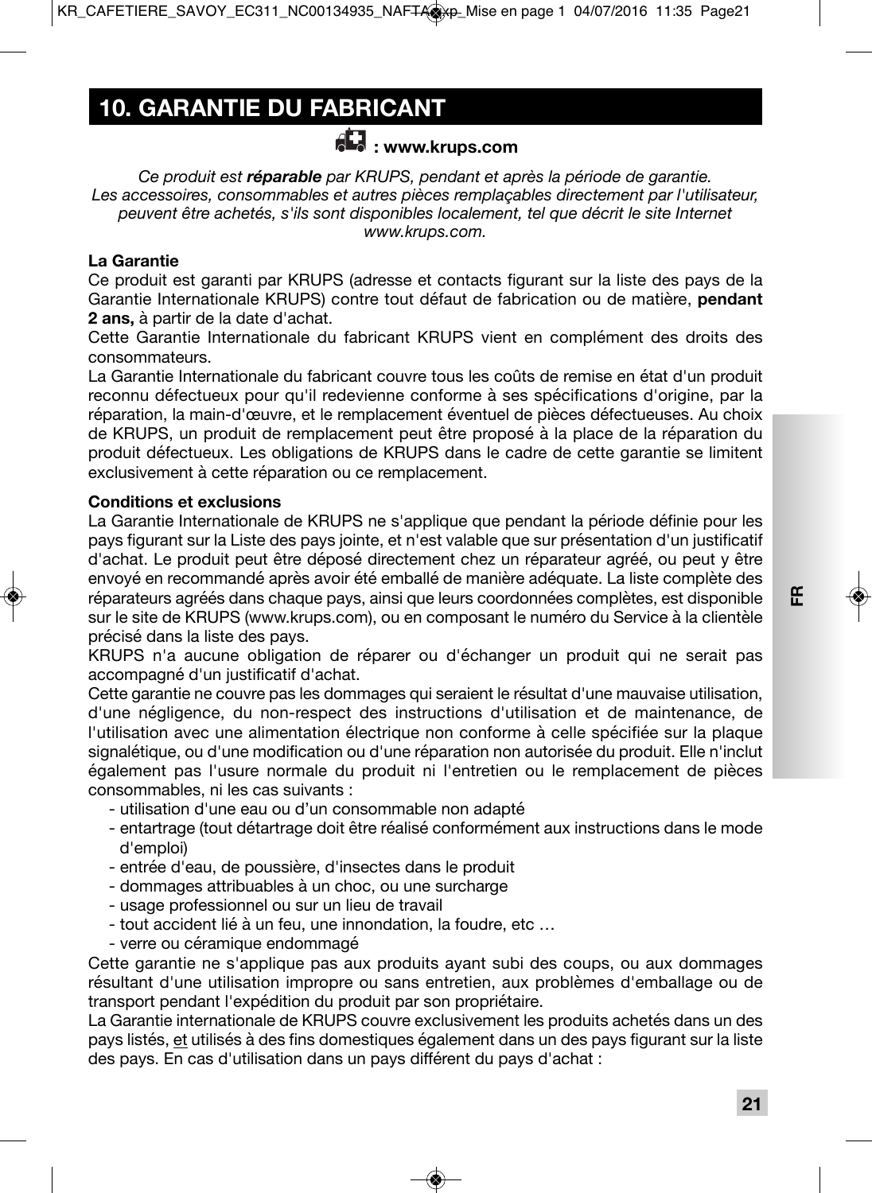## 10. GARANTIE DU FABRICANT

**: www.krups.com**

*Ce produit est **réparable** par KRUPS, pendant et après la période de garantie.*
*Les accessoires, consommables et autres pièces remplaçables directement par l'utilisateur, peuvent être achetés, s'ils sont disponibles localement, tel que décrit le site Internet www.krups.com.*

**La Garantie**

Ce produit est garanti par KRUPS (adresse et contacts figurant sur la liste des pays de la Garantie Internationale KRUPS) contre tout défaut de fabrication ou de matière, **pendant 2 ans,** à partir de la date d'achat.

Cette Garantie Internationale du fabricant KRUPS vient en complément des droits des consommateurs.

La Garantie Internationale du fabricant couvre tous les coûts de remise en état d'un produit reconnu défectueux pour qu'il redevienne conforme à ses spécifications d'origine, par la réparation, la main-d'œuvre, et le remplacement éventuel de pièces défectueuses. Au choix de KRUPS, un produit de remplacement peut être proposé à la place de la réparation du produit défectueux. Les obligations de KRUPS dans le cadre de cette garantie se limitent exclusivement à cette réparation ou ce remplacement.

**Conditions et exclusions**

La Garantie Internationale de KRUPS ne s'applique que pendant la période définie pour les pays figurant sur la Liste des pays jointe, et n'est valable que sur présentation d'un justificatif d'achat. Le produit peut être déposé directement chez un réparateur agréé, ou peut y être envoyé en recommandé après avoir été emballé de manière adéquate. La liste complète des réparateurs agréés dans chaque pays, ainsi que leurs coordonnées complètes, est disponible sur le site de KRUPS (www.krups.com), ou en composant le numéro du Service à la clientèle précisé dans la liste des pays.

KRUPS n'a aucune obligation de réparer ou d'échanger un produit qui ne serait pas accompagné d'un justificatif d'achat.

Cette garantie ne couvre pas les dommages qui seraient le résultat d'une mauvaise utilisation, d'une négligence, du non-respect des instructions d'utilisation et de maintenance, de l'utilisation avec une alimentation électrique non conforme à celle spécifiée sur la plaque signalétique, ou d'une modification ou d'une réparation non autorisée du produit. Elle n'inclut également pas l'usure normale du produit ni l'entretien ou le remplacement de pièces consommables, ni les cas suivants :

- utilisation d'une eau ou d'un consommable non adapté
- entartrage (tout détartrage doit être réalisé conformément aux instructions dans le mode d'emploi)
- entrée d'eau, de poussière, d'insectes dans le produit
- dommages attribuables à un choc, ou une surcharge
- usage professionnel ou sur un lieu de travail
- tout accident lié à un feu, une innondation, la foudre, etc …
- verre ou céramique endommagé

Cette garantie ne s'applique pas aux produits ayant subi des coups, ou aux dommages résultant d'une utilisation impropre ou sans entretien, aux problèmes d'emballage ou de transport pendant l'expédition du produit par son propriétaire.

La Garantie internationale de KRUPS couvre exclusivement les produits achetés dans un des pays listés, et utilisés à des fins domestiques également dans un des pays figurant sur la liste des pays. En cas d'utilisation dans un pays différent du pays d'achat :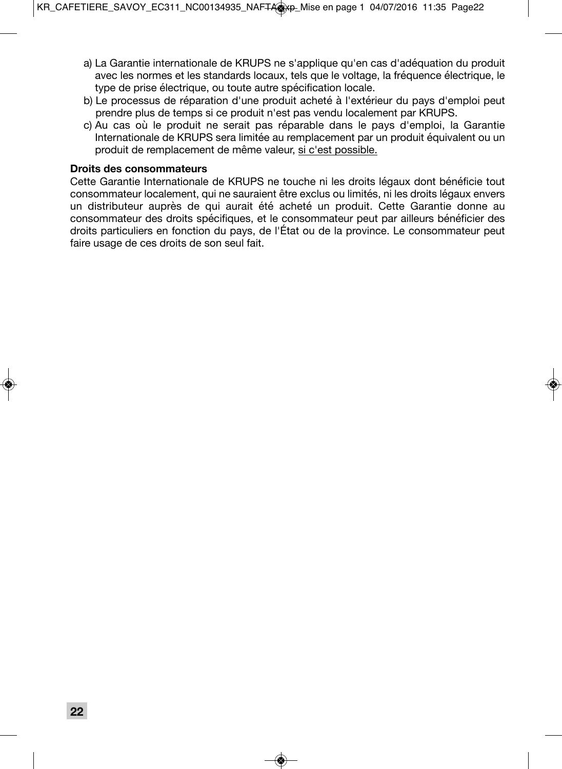a) La Garantie internationale de KRUPS ne s'applique qu'en cas d'adéquation du produit avec les normes et les standards locaux, tels que le voltage, la fréquence électrique, le type de prise électrique, ou toute autre spécification locale.
b) Le processus de réparation d'une produit acheté à l'extérieur du pays d'emploi peut prendre plus de temps si ce produit n'est pas vendu localement par KRUPS.
c) Au cas où le produit ne serait pas réparable dans le pays d'emploi, la Garantie Internationale de KRUPS sera limitée au remplacement par un produit équivalent ou un produit de remplacement de même valeur, <u>si c'est possible.</u>

**Droits des consommateurs**

Cette Garantie Internationale de KRUPS ne touche ni les droits légaux dont bénéficie tout consommateur localement, qui ne sauraient être exclus ou limités, ni les droits légaux envers un distributeur auprès de qui aurait été acheté un produit. Cette Garantie donne au consommateur des droits spécifiques, et le consommateur peut par ailleurs bénéficier des droits particuliers en fonction du pays, de l'État ou de la province. Le consommateur peut faire usage de ces droits de son seul fait.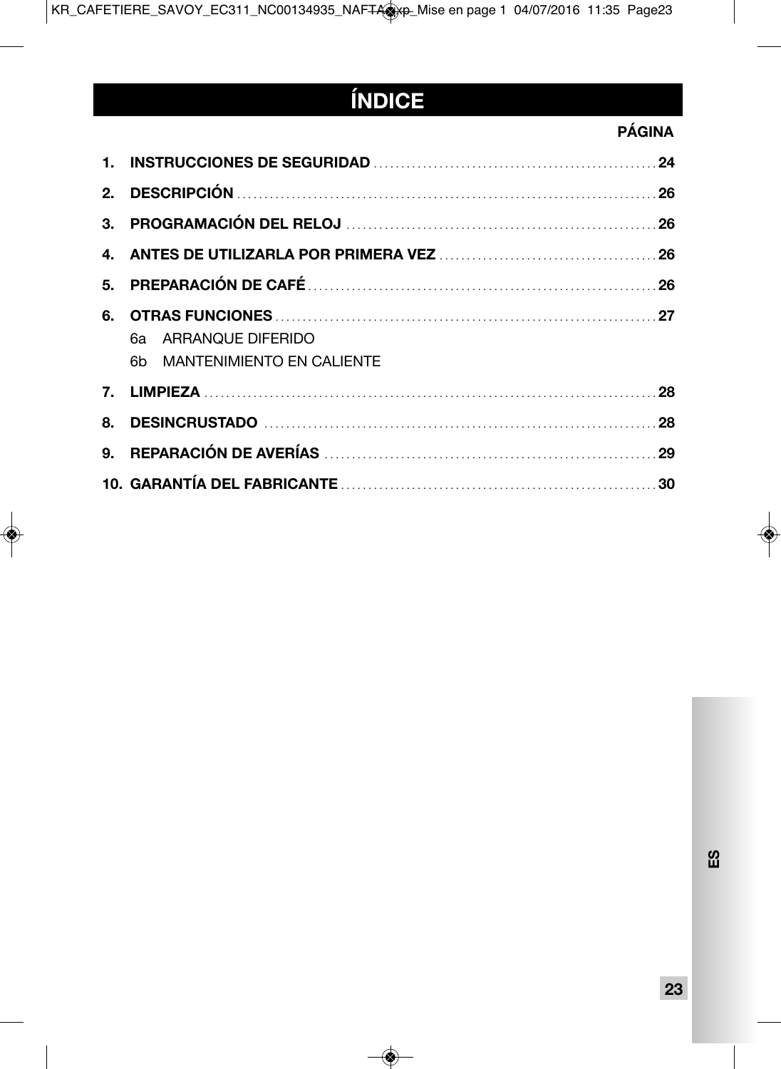# ÍNDICE

**PÁGINA**

| | | |
|---|---|---|
| **1.** | **INSTRUCCIONES DE SEGURIDAD** | **24** |
| **2.** | **DESCRIPCIÓN** | **26** |
| **3.** | **PROGRAMACIÓN DEL RELOJ** | **26** |
| **4.** | **ANTES DE UTILIZARLA POR PRIMERA VEZ** | **26** |
| **5.** | **PREPARACIÓN DE CAFÉ** | **26** |
| **6.** | **OTRAS FUNCIONES** | **27** |
| | 6a ARRANQUE DIFERIDO | |
| | 6b MANTENIMIENTO EN CALIENTE | |
| **7.** | **LIMPIEZA** | **28** |
| **8.** | **DESINCRUSTADO** | **28** |
| **9.** | **REPARACIÓN DE AVERÍAS** | **29** |
| **10.** | **GARANTÍA DEL FABRICANTE** | **30** |

ES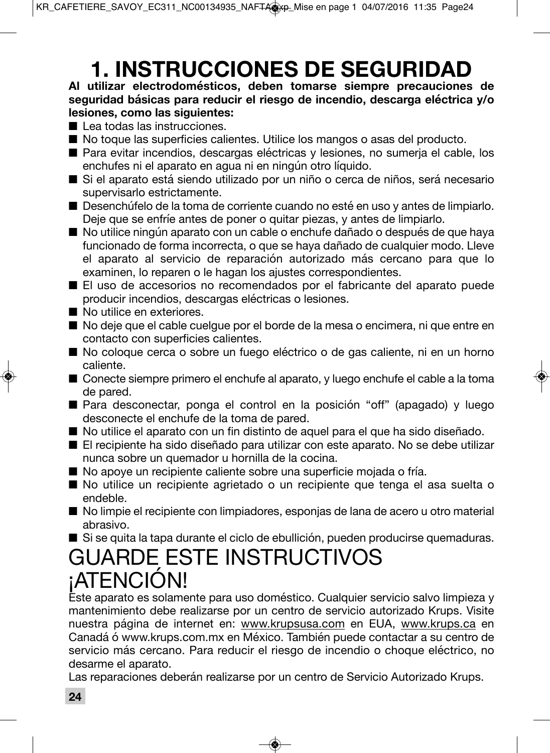# 1. INSTRUCCIONES DE SEGURIDAD

**Al utilizar electrodomésticos, deben tomarse siempre precauciones de seguridad básicas para reducir el riesgo de incendio, descarga eléctrica y/o lesiones, como las siguientes:**

- Lea todas las instrucciones.
- No toque las superficies calientes. Utilice los mangos o asas del producto.
- Para evitar incendios, descargas eléctricas y lesiones, no sumerja el cable, los enchufes ni el aparato en agua ni en ningún otro líquido.
- Si el aparato está siendo utilizado por un niño o cerca de niños, será necesario supervisarlo estrictamente.
- Desenchúfelo de la toma de corriente cuando no esté en uso y antes de limpiarlo. Deje que se enfríe antes de poner o quitar piezas, y antes de limpiarlo.
- No utilice ningún aparato con un cable o enchufe dañado o después de que haya funcionado de forma incorrecta, o que se haya dañado de cualquier modo. Lleve el aparato al servicio de reparación autorizado más cercano para que lo examinen, lo reparen o le hagan los ajustes correspondientes.
- El uso de accesorios no recomendados por el fabricante del aparato puede producir incendios, descargas eléctricas o lesiones.
- No utilice en exteriores.
- No deje que el cable cuelgue por el borde de la mesa o encimera, ni que entre en contacto con superficies calientes.
- No coloque cerca o sobre un fuego eléctrico o de gas caliente, ni en un horno caliente.
- Conecte siempre primero el enchufe al aparato, y luego enchufe el cable a la toma de pared.
- Para desconectar, ponga el control en la posición “off” (apagado) y luego desconecte el enchufe de la toma de pared.
- No utilice el aparato con un fin distinto de aquel para el que ha sido diseñado.
- El recipiente ha sido diseñado para utilizar con este aparato. No se debe utilizar nunca sobre un quemador u hornilla de la cocina.
- No apoye un recipiente caliente sobre una superficie mojada o fría.
- No utilice un recipiente agrietado o un recipiente que tenga el asa suelta o endeble.
- No limpie el recipiente con limpiadores, esponjas de lana de acero u otro material abrasivo.
- Si se quita la tapa durante el ciclo de ebullición, pueden producirse quemaduras.

## GUARDE ESTE INSTRUCTIVOS

## ¡ATENCIÓN!

Este aparato es solamente para uso doméstico. Cualquier servicio salvo limpieza y mantenimiento debe realizarse por un centro de servicio autorizado Krups. Visite nuestra página de internet en: www.krupsusa.com en EUA, www.krups.ca en Canadá ó www.krups.com.mx en México. También puede contactar a su centro de servicio más cercano. Para reducir el riesgo de incendio o choque eléctrico, no desarme el aparato.

Las reparaciones deberán realizarse por un centro de Servicio Autorizado Krups.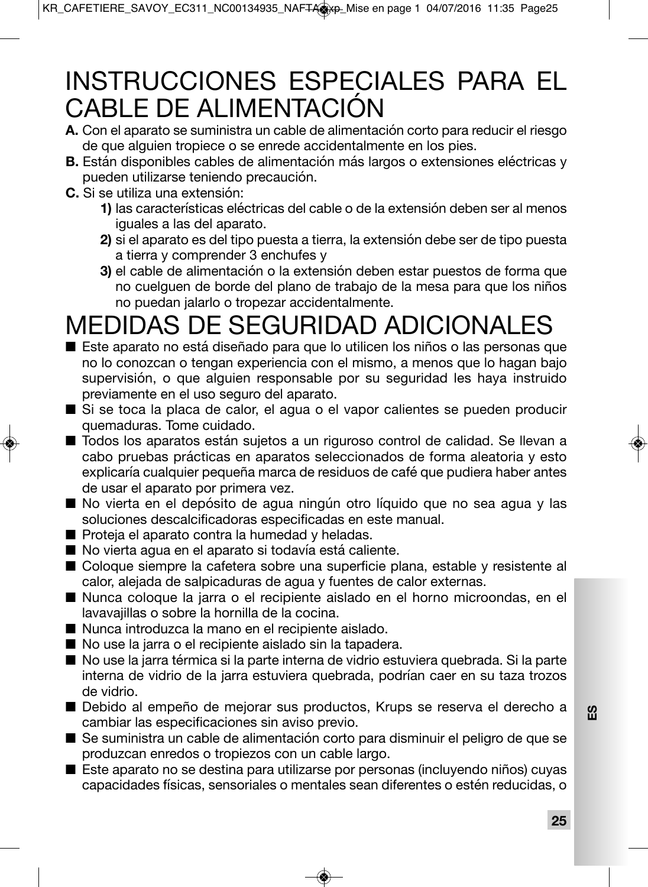# INSTRUCCIONES ESPECIALES PARA EL CABLE DE ALIMENTACIÓN

**A.** Con el aparato se suministra un cable de alimentación corto para reducir el riesgo de que alguien tropiece o se enrede accidentalmente en los pies.

**B.** Están disponibles cables de alimentación más largos o extensiones eléctricas y pueden utilizarse teniendo precaución.

**C.** Si se utiliza una extensión:

**1)** las características eléctricas del cable o de la extensión deben ser al menos iguales a las del aparato.

**2)** si el aparato es del tipo puesta a tierra, la extensión debe ser de tipo puesta a tierra y comprender 3 enchufes y

**3)** el cable de alimentación o la extensión deben estar puestos de forma que no cuelguen de borde del plano de trabajo de la mesa para que los niños no puedan jalarlo o tropezar accidentalmente.

# MEDIDAS DE SEGURIDAD ADICIONALES

- Este aparato no está diseñado para que lo utilicen los niños o las personas que no lo conozcan o tengan experiencia con el mismo, a menos que lo hagan bajo supervisión, o que alguien responsable por su seguridad les haya instruido previamente en el uso seguro del aparato.
- Si se toca la placa de calor, el agua o el vapor calientes se pueden producir quemaduras. Tome cuidado.
- Todos los aparatos están sujetos a un riguroso control de calidad. Se llevan a cabo pruebas prácticas en aparatos seleccionados de forma aleatoria y esto explicaría cualquier pequeña marca de residuos de café que pudiera haber antes de usar el aparato por primera vez.
- No vierta en el depósito de agua ningún otro líquido que no sea agua y las soluciones descalcificadoras especificadas en este manual.
- Proteja el aparato contra la humedad y heladas.
- No vierta agua en el aparato si todavía está caliente.
- Coloque siempre la cafetera sobre una superficie plana, estable y resistente al calor, alejada de salpicaduras de agua y fuentes de calor externas.
- Nunca coloque la jarra o el recipiente aislado en el horno microondas, en el lavavajillas o sobre la hornilla de la cocina.
- Nunca introduzca la mano en el recipiente aislado.
- No use la jarra o el recipiente aislado sin la tapadera.
- No use la jarra térmica si la parte interna de vidrio estuviera quebrada. Si la parte interna de vidrio de la jarra estuviera quebrada, podrían caer en su taza trozos de vidrio.
- Debido al empeño de mejorar sus productos, Krups se reserva el derecho a cambiar las especificaciones sin aviso previo.
- Se suministra un cable de alimentación corto para disminuir el peligro de que se produzcan enredos o tropiezos con un cable largo.
- Este aparato no se destina para utilizarse por personas (incluyendo niños) cuyas capacidades físicas, sensoriales o mentales sean diferentes o estén reducidas, o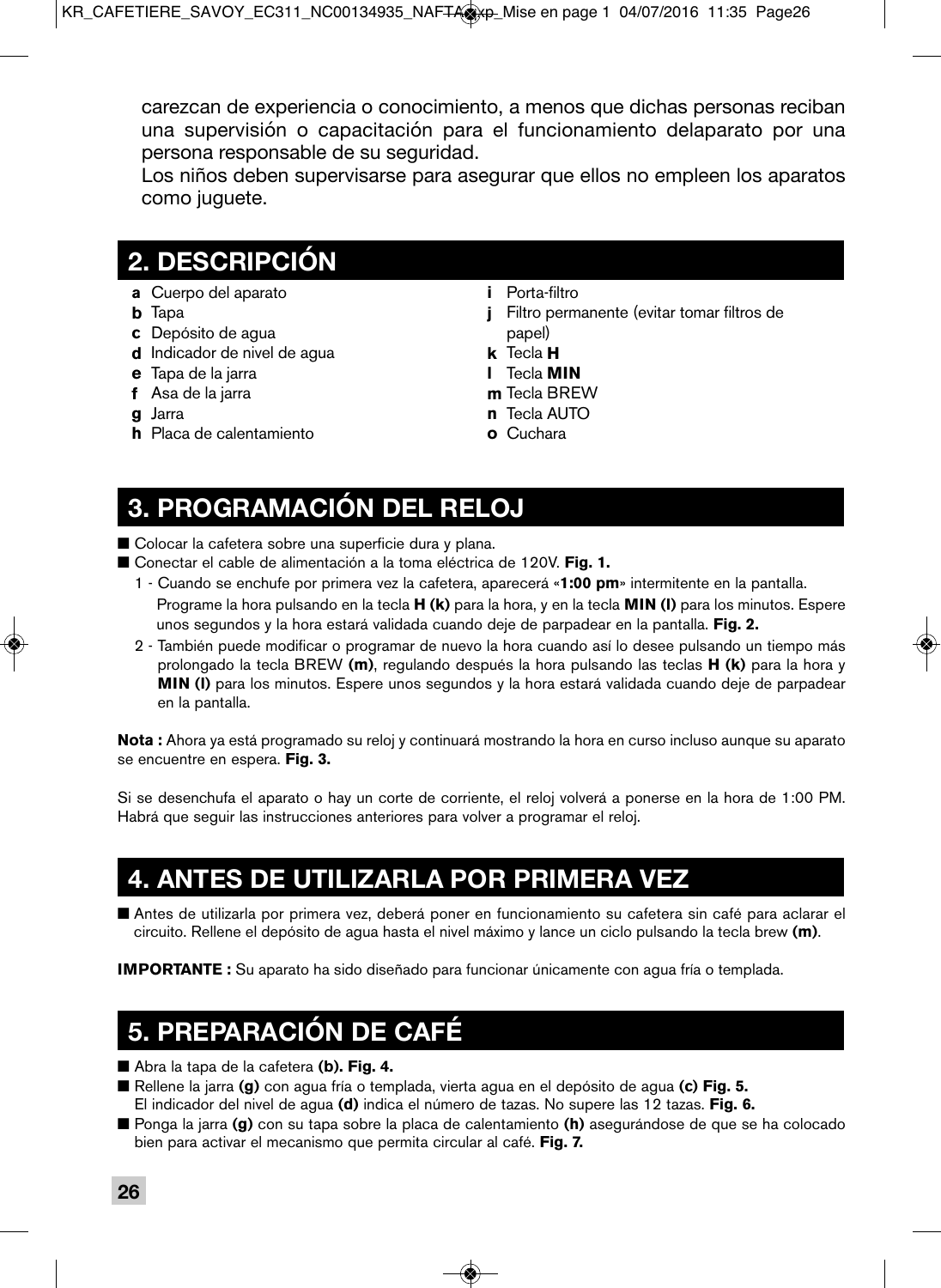carezcan de experiencia o conocimiento, a menos que dichas personas reciban una supervisión o capacitación para el funcionamiento delaparato por una persona responsable de su seguridad.
Los niños deben supervisarse para asegurar que ellos no empleen los aparatos como juguete.

## 2. DESCRIPCIÓN

- **a** Cuerpo del aparato
- **b** Tapa
- **c** Depósito de agua
- **d** Indicador de nivel de agua
- **e** Tapa de la jarra
- **f** Asa de la jarra
- **g** Jarra
- **h** Placa de calentamiento
- **i** Porta-filtro
- **j** Filtro permanente (evitar tomar filtros de papel)
- **k** Tecla **H**
- **l** Tecla **MIN**
- **m** Tecla BREW
- **n** Tecla AUTO
- **o** Cuchara

## 3. PROGRAMACIÓN DEL RELOJ

- Colocar la cafetera sobre una superficie dura y plana.
- Conectar el cable de alimentación a la toma eléctrica de 120V. **Fig. 1.**
  1 - Cuando se enchufe por primera vez la cafetera, aparecerá «**1:00 pm**» intermitente en la pantalla. Programe la hora pulsando en la tecla **H (k)** para la hora, y en la tecla **MIN (l)** para los minutos. Espere unos segundos y la hora estará validada cuando deje de parpadear en la pantalla. **Fig. 2.**
  2 - También puede modificar o programar de nuevo la hora cuando así lo desee pulsando un tiempo más prolongado la tecla BREW **(m)**, regulando después la hora pulsando las teclas **H (k)** para la hora y **MIN (l)** para los minutos. Espere unos segundos y la hora estará validada cuando deje de parpadear en la pantalla.

**Nota :** Ahora ya está programado su reloj y continuará mostrando la hora en curso incluso aunque su aparato se encuentre en espera. **Fig. 3.**

Si se desenchufa el aparato o hay un corte de corriente, el reloj volverá a ponerse en la hora de 1:00 PM. Habrá que seguir las instrucciones anteriores para volver a programar el reloj.

## 4. ANTES DE UTILIZARLA POR PRIMERA VEZ

- Antes de utilizarla por primera vez, deberá poner en funcionamiento su cafetera sin café para aclarar el circuito. Rellene el depósito de agua hasta el nivel máximo y lance un ciclo pulsando la tecla brew **(m)**.

**IMPORTANTE :** Su aparato ha sido diseñado para funcionar únicamente con agua fría o templada.

## 5. PREPARACIÓN DE CAFÉ

- Abra la tapa de la cafetera **(b). Fig. 4.**
- Rellene la jarra **(g)** con agua fría o templada, vierta agua en el depósito de agua **(c) Fig. 5.**
  El indicador del nivel de agua **(d)** indica el número de tazas. No supere las 12 tazas. **Fig. 6.**
- Ponga la jarra **(g)** con su tapa sobre la placa de calentamiento **(h)** asegurándose de que se ha colocado bien para activar el mecanismo que permita circular al café. **Fig. 7.**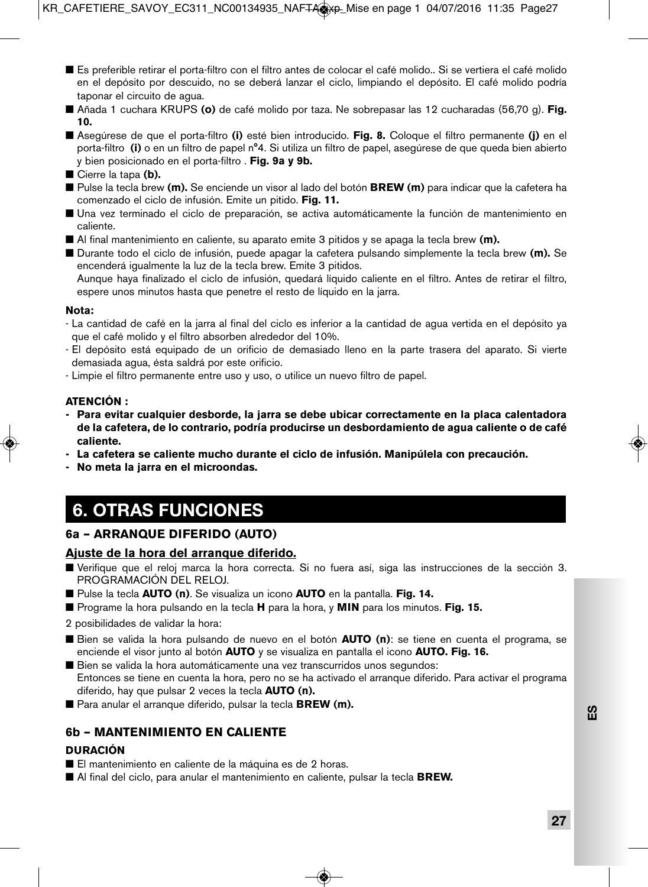- Es preferible retirar el porta-filtro con el filtro antes de colocar el café molido.. Si se vertiera el café molido en el depósito por descuido, no se deberá lanzar el ciclo, limpiando el depósito. El café molido podría taponar el circuito de agua.
- Añada 1 cuchara KRUPS **(o)** de café molido por taza. Ne sobrepasar las 12 cucharadas (56,70 g). **Fig. 10.**
- Asegúrese de que el porta-filtro **(i)** esté bien introducido. **Fig. 8.** Coloque el filtro permanente **(j)** en el porta-filtro **(i)** o en un filtro de papel n°4. Si utiliza un filtro de papel, asegúrese de que queda bien abierto y bien posicionado en el porta-filtro . **Fig. 9a y 9b.**
- Cierre la tapa **(b).**
- Pulse la tecla brew **(m).** Se enciende un visor al lado del botón **BREW (m)** para indicar que la cafetera ha comenzado el ciclo de infusión. Emite un pitido. **Fig. 11.**
- Una vez terminado el ciclo de preparación, se activa automáticamente la función de mantenimiento en caliente.
- Al final mantenimiento en caliente, su aparato emite 3 pitidos y se apaga la tecla brew **(m).**
- Durante todo el ciclo de infusión, puede apagar la cafetera pulsando simplemente la tecla brew **(m).** Se encenderá igualmente la luz de la tecla brew. Emite 3 pitidos.
  Aunque haya finalizado el ciclo de infusión, quedará líquido caliente en el filtro. Antes de retirar el filtro, espere unos minutos hasta que penetre el resto de líquido en la jarra.

**Nota:**

- La cantidad de café en la jarra al final del ciclo es inferior a la cantidad de agua vertida en el depósito ya que el café molido y el filtro absorben alrededor del 10%.
- El depósito está equipado de un orificio de demasiado lleno en la parte trasera del aparato. Si vierte demasiada agua, ésta saldrá por este orificio.
- Limpie el filtro permanente entre uso y uso, o utilice un nuevo filtro de papel.

**ATENCIÓN :**

- **Para evitar cualquier desborde, la jarra se debe ubicar correctamente en la placa calentadora de la cafetera, de lo contrario, podría producirse un desbordamiento de agua caliente o de café caliente.**
- **La cafetera se caliente mucho durante el ciclo de infusión. Manipúlela con precaución.**
- **No meta la jarra en el microondas.**

# 6. OTRAS FUNCIONES

## 6a – ARRANQUE DIFERIDO (AUTO)

### Ajuste de la hora del arranque diferido.

- Verifique que el reloj marca la hora correcta. Si no fuera así, siga las instrucciones de la sección 3. PROGRAMACIÓN DEL RELOJ.
- Pulse la tecla **AUTO (n)**. Se visualiza un icono **AUTO** en la pantalla. **Fig. 14.**
- Programe la hora pulsando en la tecla **H** para la hora, y **MIN** para los minutos. **Fig. 15.**

2 posibilidades de validar la hora:

- Bien se valida la hora pulsando de nuevo en el botón **AUTO (n)**: se tiene en cuenta el programa, se enciende el visor junto al botón **AUTO** y se visualiza en pantalla el icono **AUTO. Fig. 16.**
- Bien se valida la hora automáticamente una vez transcurridos unos segundos:
  Entonces se tiene en cuenta la hora, pero no se ha activado el arranque diferido. Para activar el programa diferido, hay que pulsar 2 veces la tecla **AUTO (n).**
- Para anular el arranque diferido, pulsar la tecla **BREW (m).**

## 6b – MANTENIMIENTO EN CALIENTE

**DURACIÓN**

- El mantenimiento en caliente de la máquina es de 2 horas.
- Al final del ciclo, para anular el mantenimiento en caliente, pulsar la tecla **BREW.**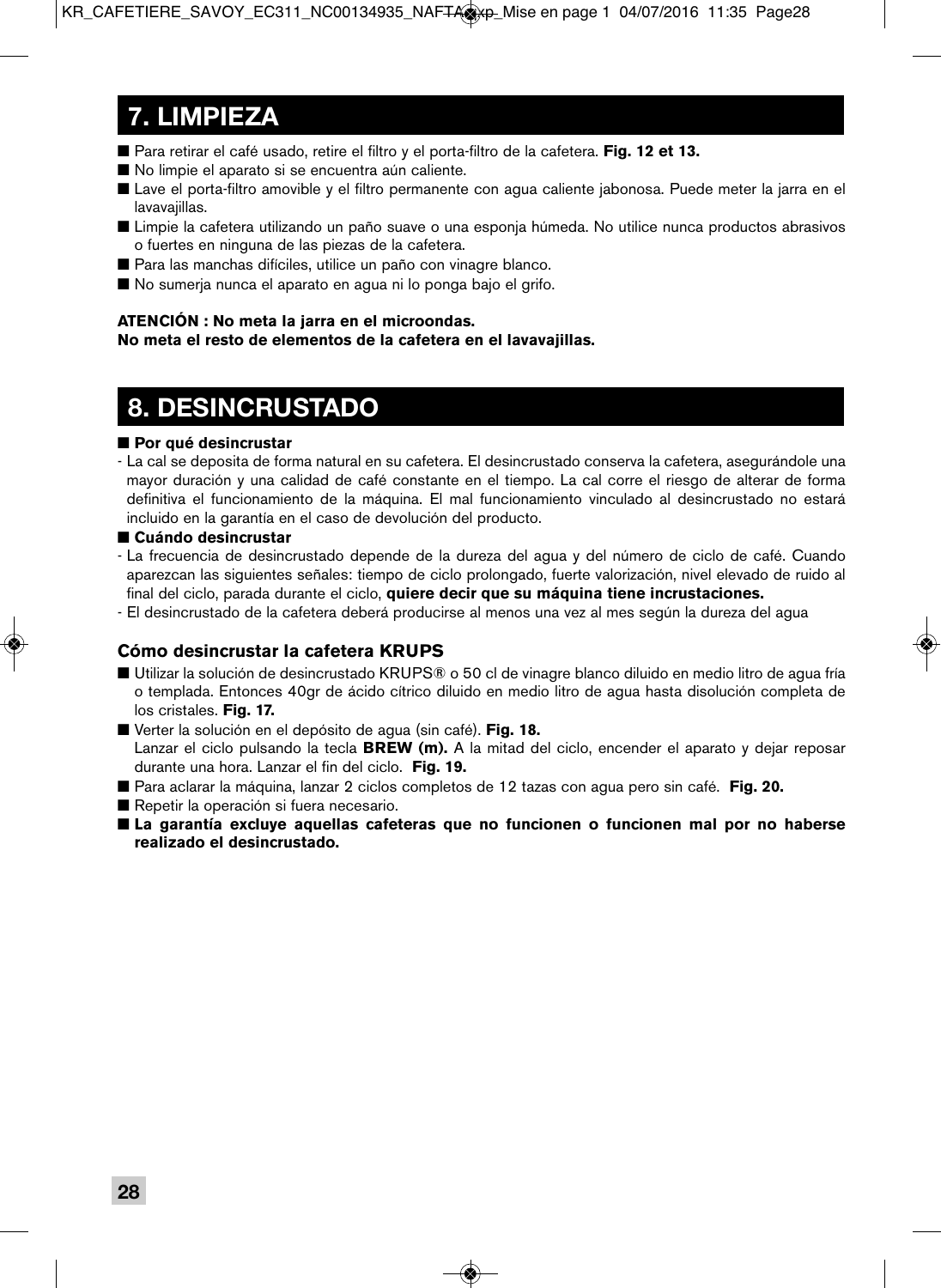## 7. LIMPIEZA

- Para retirar el café usado, retire el filtro y el porta-filtro de la cafetera. **Fig. 12 et 13.**
- No limpie el aparato si se encuentra aún caliente.
- Lave el porta-filtro amovible y el filtro permanente con agua caliente jabonosa. Puede meter la jarra en el lavavajillas.
- Limpie la cafetera utilizando un paño suave o una esponja húmeda. No utilice nunca productos abrasivos o fuertes en ninguna de las piezas de la cafetera.
- Para las manchas difíciles, utilice un paño con vinagre blanco.
- No sumerja nunca el aparato en agua ni lo ponga bajo el grifo.

**ATENCIÓN : No meta la jarra en el microondas.**
**No meta el resto de elementos de la cafetera en el lavavajillas.**

## 8. DESINCRUSTADO

- **Por qué desincrustar**

- La cal se deposita de forma natural en su cafetera. El desincrustado conserva la cafetera, asegurándole una mayor duración y una calidad de café constante en el tiempo. La cal corre el riesgo de alterar de forma definitiva el funcionamiento de la máquina. El mal funcionamiento vinculado al desincrustado no estará incluido en la garantía en el caso de devolución del producto.

- **Cuándo desincrustar**

- La frecuencia de desincrustado depende de la dureza del agua y del número de ciclo de café. Cuando aparezcan las siguientes señales: tiempo de ciclo prolongado, fuerte valorización, nivel elevado de ruido al final del ciclo, parada durante el ciclo, **quiere decir que su máquina tiene incrustaciones.**
- El desincrustado de la cafetera deberá producirse al menos una vez al mes según la dureza del agua

### Cómo desincrustar la cafetera KRUPS

- Utilizar la solución de desincrustado KRUPS® o 50 cl de vinagre blanco diluido en medio litro de agua fría o templada. Entonces 40gr de ácido cítrico diluido en medio litro de agua hasta disolución completa de los cristales. **Fig. 17.**
- Verter la solución en el depósito de agua (sin café). **Fig. 18.**
  Lanzar el ciclo pulsando la tecla **BREW (m).** A la mitad del ciclo, encender el aparato y dejar reposar durante una hora. Lanzar el fin del ciclo. **Fig. 19.**
- Para aclarar la máquina, lanzar 2 ciclos completos de 12 tazas con agua pero sin café. **Fig. 20.**
- Repetir la operación si fuera necesario.
- **La garantía excluye aquellas cafeteras que no funcionen o funcionen mal por no haberse realizado el desincrustado.**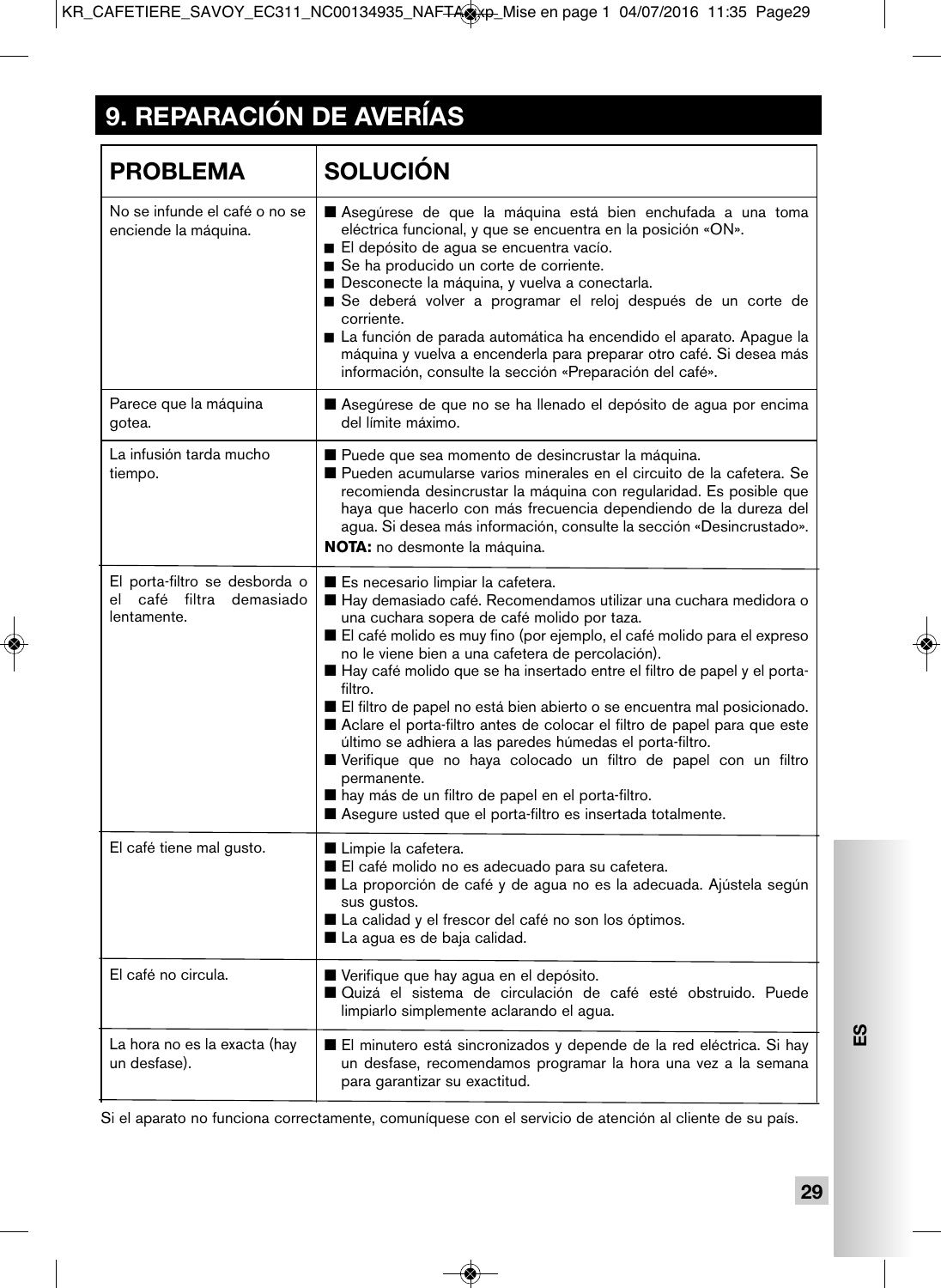# 9. REPARACIÓN DE AVERÍAS

| PROBLEMA | SOLUCIÓN |
| --- | --- |
| No se infunde el café o no se enciende la máquina. | ■ Asegúrese de que la máquina está bien enchufada a una toma eléctrica funcional, y que se encuentra en la posición «ON».<br>■ El depósito de agua se encuentra vacío.<br>■ Se ha producido un corte de corriente.<br>■ Desconecte la máquina, y vuelva a conectarla.<br>■ Se deberá volver a programar el reloj después de un corte de corriente.<br>■ La función de parada automática ha encendido el aparato. Apague la máquina y vuelva a encenderla para preparar otro café. Si desea más información, consulte la sección «Preparación del café». |
| Parece que la máquina gotea. | ■ Asegúrese de que no se ha llenado el depósito de agua por encima del límite máximo. |
| La infusión tarda mucho tiempo. | ■ Puede que sea momento de desincrustar la máquina.<br>■ Pueden acumularse varios minerales en el circuito de la cafetera. Se recomienda desincrustar la máquina con regularidad. Es posible que haya que hacerlo con más frecuencia dependiendo de la dureza del agua. Si desea más información, consulte la sección «Desincrustado».<br>**NOTA:** no desmonte la máquina. |
| El porta-filtro se desborda o el café filtra demasiado lentamente. | ■ Es necesario limpiar la cafetera.<br>■ Hay demasiado café. Recomendamos utilizar una cuchara medidora o una cuchara sopera de café molido por taza.<br>■ El café molido es muy fino (por ejemplo, el café molido para el expreso no le viene bien a una cafetera de percolación).<br>■ Hay café molido que se ha insertado entre el filtro de papel y el porta-filtro.<br>■ El filtro de papel no está bien abierto o se encuentra mal posicionado.<br>■ Aclare el porta-filtro antes de colocar el filtro de papel para que este último se adhiera a las paredes húmedas el porta-filtro.<br>■ Verifique que no haya colocado un filtro de papel con un filtro permanente.<br>■ hay más de un filtro de papel en el porta-filtro.<br>■ Asegure usted que el porta-filtro es insertada totalmente. |
| El café tiene mal gusto. | ■ Limpie la cafetera.<br>■ El café molido no es adecuado para su cafetera.<br>■ La proporción de café y de agua no es la adecuada. Ajústela según sus gustos.<br>■ La calidad y el frescor del café no son los óptimos.<br>■ La agua es de baja calidad. |
| El café no circula. | ■ Verifique que hay agua en el depósito.<br>■ Quizá el sistema de circulación de café esté obstruido. Puede limpiarlo simplemente aclarando el agua. |
| La hora no es la exacta (hay un desfase). | ■ El minutero está sincronizados y depende de la red eléctrica. Si hay un desfase, recomendamos programar la hora una vez a la semana para garantizar su exactitud. |

Si el aparato no funciona correctamente, comuníquese con el servicio de atención al cliente de su país.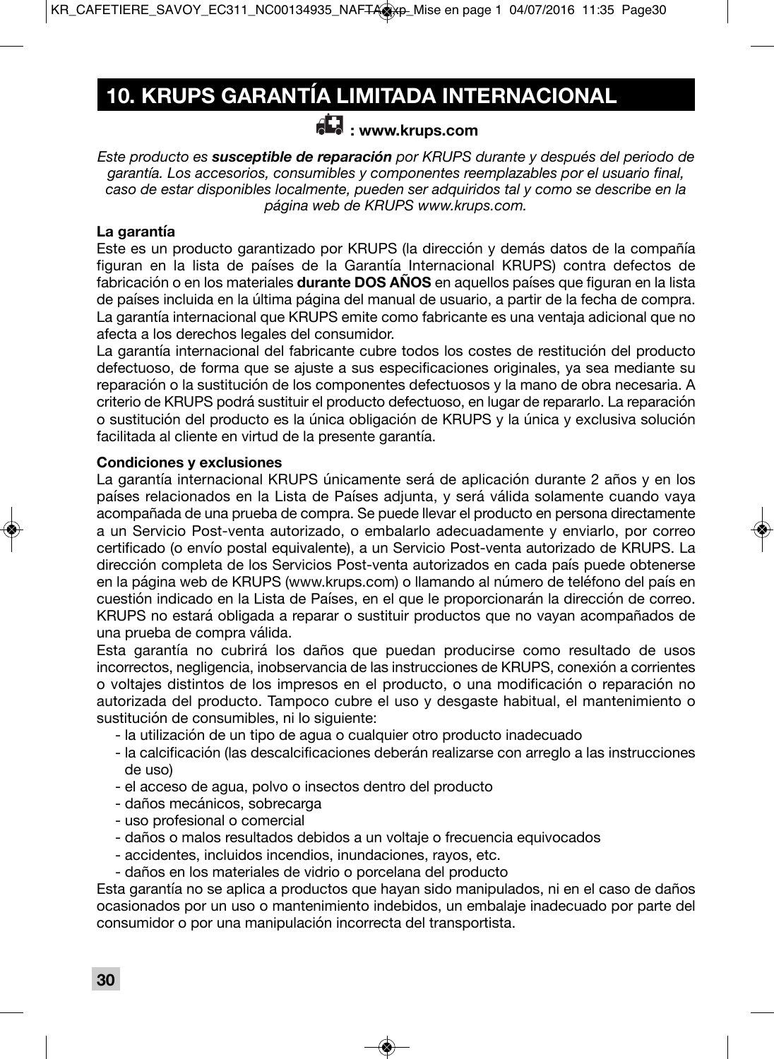## 10. KRUPS GARANTÍA LIMITADA INTERNACIONAL

**: www.krups.com**

*Este producto es **susceptible de reparación** por KRUPS durante y después del periodo de garantía. Los accesorios, consumibles y componentes reemplazables por el usuario final, caso de estar disponibles localmente, pueden ser adquiridos tal y como se describe en la página web de KRUPS www.krups.com.*

**La garantía**

Este es un producto garantizado por KRUPS (la dirección y demás datos de la compañía figuran en la lista de países de la Garantía Internacional KRUPS) contra defectos de fabricación o en los materiales **durante DOS AÑOS** en aquellos países que figuran en la lista de países incluida en la última página del manual de usuario, a partir de la fecha de compra. La garantía internacional que KRUPS emite como fabricante es una ventaja adicional que no afecta a los derechos legales del consumidor.

La garantía internacional del fabricante cubre todos los costes de restitución del producto defectuoso, de forma que se ajuste a sus especificaciones originales, ya sea mediante su reparación o la sustitución de los componentes defectuosos y la mano de obra necesaria. A criterio de KRUPS podrá sustituir el producto defectuoso, en lugar de repararlo. La reparación o sustitución del producto es la única obligación de KRUPS y la única y exclusiva solución facilitada al cliente en virtud de la presente garantía.

**Condiciones y exclusiones**

La garantía internacional KRUPS únicamente será de aplicación durante 2 años y en los países relacionados en la Lista de Países adjunta, y será válida solamente cuando vaya acompañada de una prueba de compra. Se puede llevar el producto en persona directamente a un Servicio Post-venta autorizado, o embalarlo adecuadamente y enviarlo, por correo certificado (o envío postal equivalente), a un Servicio Post-venta autorizado de KRUPS. La dirección completa de los Servicios Post-venta autorizados en cada país puede obtenerse en la página web de KRUPS (www.krups.com) o llamando al número de teléfono del país en cuestión indicado en la Lista de Países, en el que le proporcionarán la dirección de correo. KRUPS no estará obligada a reparar o sustituir productos que no vayan acompañados de una prueba de compra válida.

Esta garantía no cubrirá los daños que puedan producirse como resultado de usos incorrectos, negligencia, inobservancia de las instrucciones de KRUPS, conexión a corrientes o voltajes distintos de los impresos en el producto, o una modificación o reparación no autorizada del producto. Tampoco cubre el uso y desgaste habitual, el mantenimiento o sustitución de consumibles, ni lo siguiente:

- la utilización de un tipo de agua o cualquier otro producto inadecuado
- la calcificación (las descalcificaciones deberán realizarse con arreglo a las instrucciones de uso)
- el acceso de agua, polvo o insectos dentro del producto
- daños mecánicos, sobrecarga
- uso profesional o comercial
- daños o malos resultados debidos a un voltaje o frecuencia equivocados
- accidentes, incluidos incendios, inundaciones, rayos, etc.
- daños en los materiales de vidrio o porcelana del producto

Esta garantía no se aplica a productos que hayan sido manipulados, ni en el caso de daños ocasionados por un uso o mantenimiento indebidos, un embalaje inadecuado por parte del consumidor o por una manipulación incorrecta del transportista.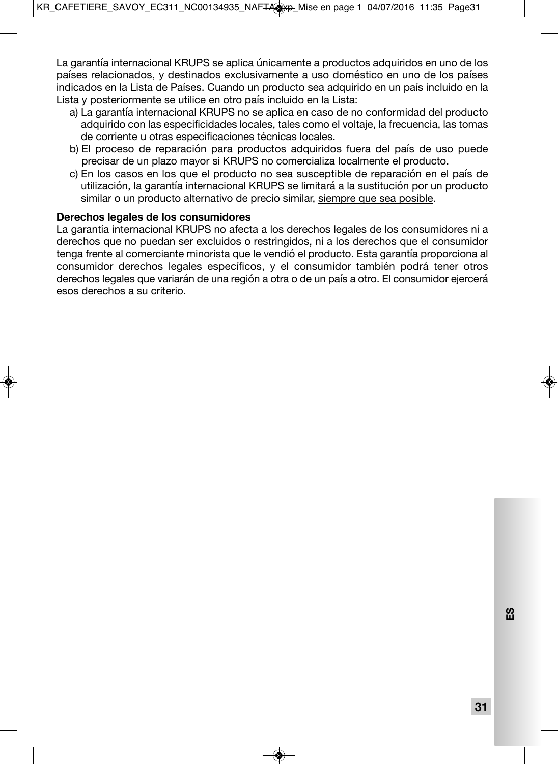La garantía internacional KRUPS se aplica únicamente a productos adquiridos en uno de los países relacionados, y destinados exclusivamente a uso doméstico en uno de los países indicados en la Lista de Países. Cuando un producto sea adquirido en un país incluido en la Lista y posteriormente se utilice en otro país incluido en la Lista:

a) La garantía internacional KRUPS no se aplica en caso de no conformidad del producto adquirido con las especificidades locales, tales como el voltaje, la frecuencia, las tomas de corriente u otras especificaciones técnicas locales.

b) El proceso de reparación para productos adquiridos fuera del país de uso puede precisar de un plazo mayor si KRUPS no comercializa localmente el producto.

c) En los casos en los que el producto no sea susceptible de reparación en el país de utilización, la garantía internacional KRUPS se limitará a la sustitución por un producto similar o un producto alternativo de precio similar, siempre que sea posible.

**Derechos legales de los consumidores**

La garantía internacional KRUPS no afecta a los derechos legales de los consumidores ni a derechos que no puedan ser excluidos o restringidos, ni a los derechos que el consumidor tenga frente al comerciante minorista que le vendió el producto. Esta garantía proporciona al consumidor derechos legales específicos, y el consumidor también podrá tener otros derechos legales que variarán de una región a otra o de un país a otro. El consumidor ejercerá esos derechos a su criterio.